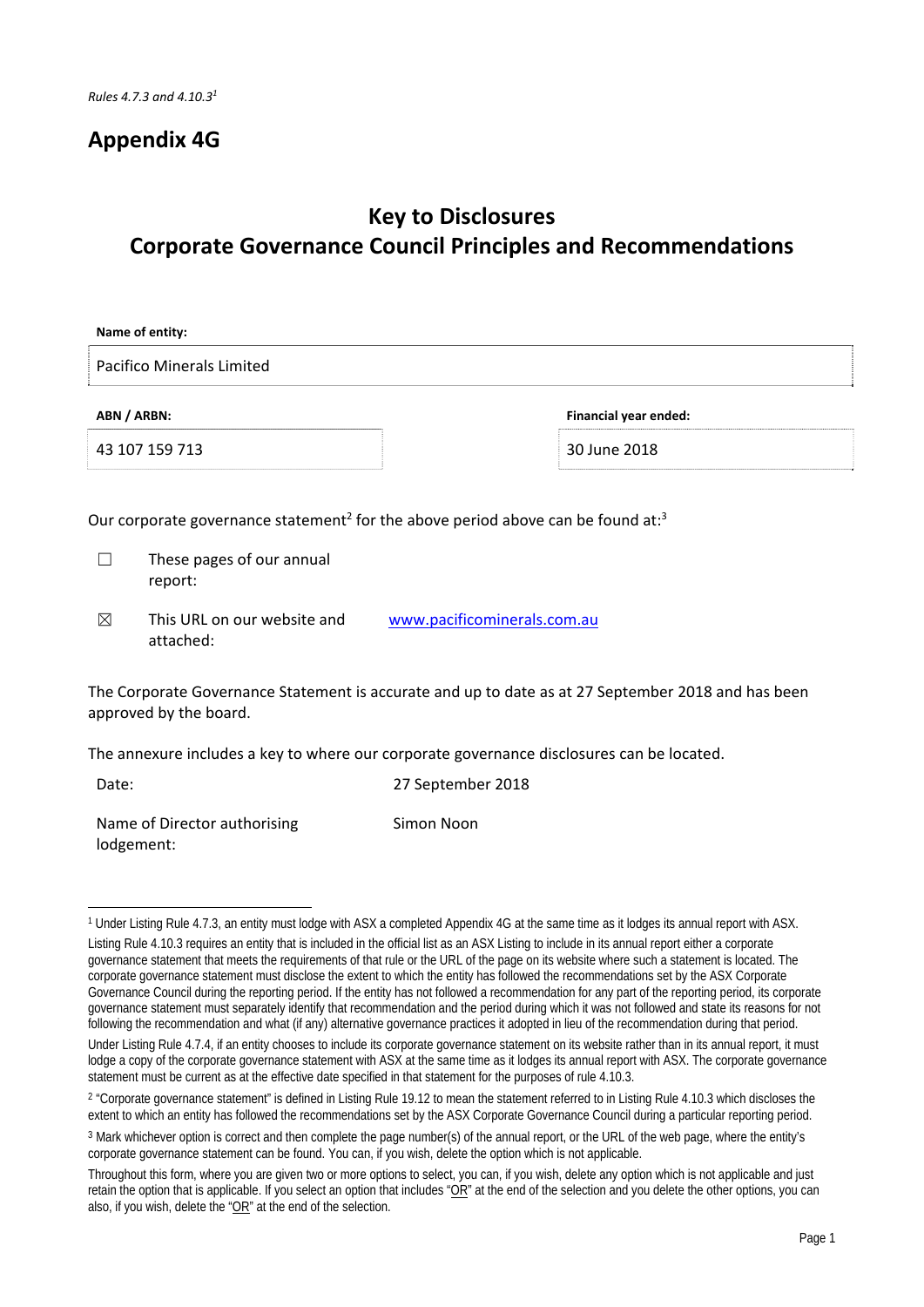*Rules 4.7.3 and 4.10.3*[1]

# Appendix 4G

## Key to Disclosures
## Corporate Governance Council Principles and Recommendations

| **Name of entity:** | |
|---|---|
| Pacifico Minerals Limited | |

| **ABN / ARBN:** | **Financial year ended:** |
|---|---|
| 43 107 159 713 | 30 June 2018 |

Our corporate governance statement[2] for the above period above can be found at:[3]

☐ These pages of our annual report:

☒ This URL on our website and attached: [www.pacificominerals.com.au](www.pacificominerals.com.au)

The Corporate Governance Statement is accurate and up to date as at 27 September 2018 and has been approved by the board.

The annexure includes a key to where our corporate governance disclosures can be located.

| | |
|---|---|
| Date: | 27 September 2018 |
| Name of Director authorising lodgement: | Simon Noon |

---

[1] Under Listing Rule 4.7.3, an entity must lodge with ASX a completed Appendix 4G at the same time as it lodges its annual report with ASX.

Listing Rule 4.10.3 requires an entity that is included in the official list as an ASX Listing to include in its annual report either a corporate governance statement that meets the requirements of that rule or the URL of the page on its website where such a statement is located. The corporate governance statement must disclose the extent to which the entity has followed the recommendations set by the ASX Corporate Governance Council during the reporting period. If the entity has not followed a recommendation for any part of the reporting period, its corporate governance statement must separately identify that recommendation and the period during which it was not followed and state its reasons for not following the recommendation and what (if any) alternative governance practices it adopted in lieu of the recommendation during that period.

Under Listing Rule 4.7.4, if an entity chooses to include its corporate governance statement on its website rather than in its annual report, it must lodge a copy of the corporate governance statement with ASX at the same time as it lodges its annual report with ASX. The corporate governance statement must be current as at the effective date specified in that statement for the purposes of rule 4.10.3.

[2] "Corporate governance statement" is defined in Listing Rule 19.12 to mean the statement referred to in Listing Rule 4.10.3 which discloses the extent to which an entity has followed the recommendations set by the ASX Corporate Governance Council during a particular reporting period.

[3] Mark whichever option is correct and then complete the page number(s) of the annual report, or the URL of the web page, where the entity's corporate governance statement can be found. You can, if you wish, delete the option which is not applicable.

Throughout this form, where you are given two or more options to select, you can, if you wish, delete any option which is not applicable and just retain the option that is applicable. If you select an option that includes "OR" at the end of the selection and you delete the other options, you can also, if you wish, delete the "OR" at the end of the selection.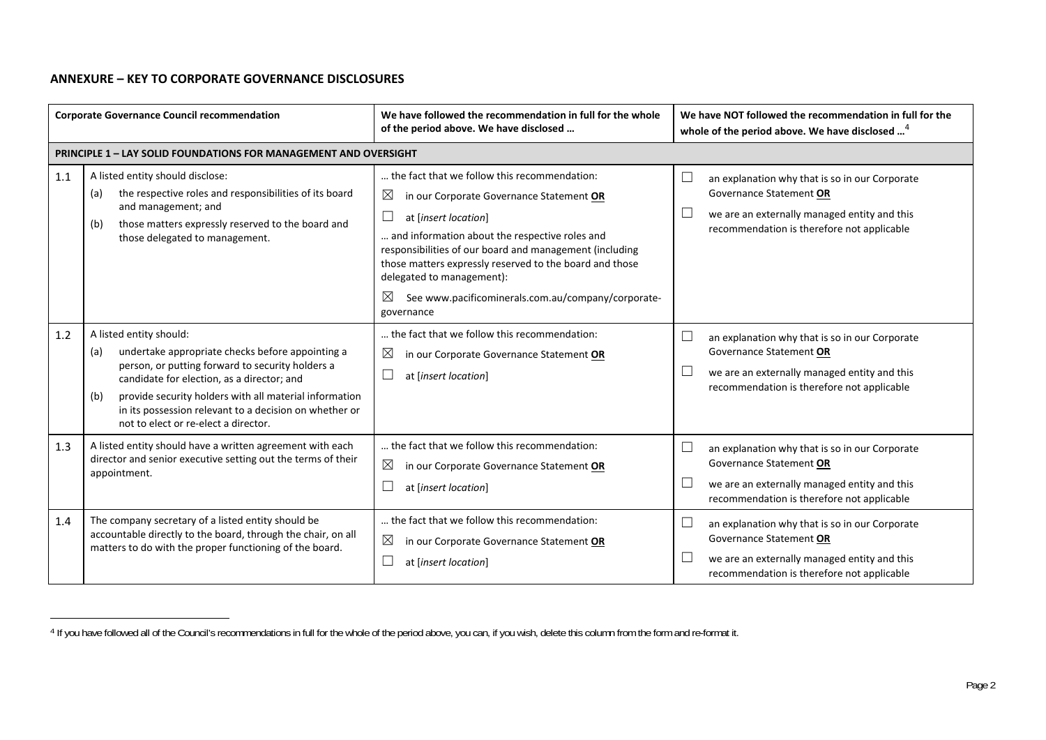## ANNEXURE – KEY TO CORPORATE GOVERNANCE DISCLOSURES

| | Corporate Governance Council recommendation | We have followed the recommendation in full for the whole of the period above. We have disclosed … | We have NOT followed the recommendation in full for the whole of the period above. We have disclosed …[4] |
|---|---|---|---|
| **PRINCIPLE 1 – LAY SOLID FOUNDATIONS FOR MANAGEMENT AND OVERSIGHT** | | | |
| 1.1 | A listed entity should disclose:<br>(a) the respective roles and responsibilities of its board and management; and<br>(b) those matters expressly reserved to the board and those delegated to management. | … the fact that we follow this recommendation:<br>☒ in our Corporate Governance Statement **OR**<br>☐ at [*insert location*]<br>… and information about the respective roles and responsibilities of our board and management (including those matters expressly reserved to the board and those delegated to management):<br>☒ See www.pacificominerals.com.au/company/corporate-governance | ☐ an explanation why that is so in our Corporate Governance Statement **OR**<br>☐ we are an externally managed entity and this recommendation is therefore not applicable |
| 1.2 | A listed entity should:<br>(a) undertake appropriate checks before appointing a person, or putting forward to security holders a candidate for election, as a director; and<br>(b) provide security holders with all material information in its possession relevant to a decision on whether or not to elect or re-elect a director. | … the fact that we follow this recommendation:<br>☒ in our Corporate Governance Statement **OR**<br>☐ at [*insert location*] | ☐ an explanation why that is so in our Corporate Governance Statement **OR**<br>☐ we are an externally managed entity and this recommendation is therefore not applicable |
| 1.3 | A listed entity should have a written agreement with each director and senior executive setting out the terms of their appointment. | … the fact that we follow this recommendation:<br>☒ in our Corporate Governance Statement **OR**<br>☐ at [*insert location*] | ☐ an explanation why that is so in our Corporate Governance Statement **OR**<br>☐ we are an externally managed entity and this recommendation is therefore not applicable |
| 1.4 | The company secretary of a listed entity should be accountable directly to the board, through the chair, on all matters to do with the proper functioning of the board. | … the fact that we follow this recommendation:<br>☒ in our Corporate Governance Statement **OR**<br>☐ at [*insert location*] | ☐ an explanation why that is so in our Corporate Governance Statement **OR**<br>☐ we are an externally managed entity and this recommendation is therefore not applicable |

[4] If you have followed all of the Council's recommendations in full for the whole of the period above, you can, if you wish, delete this column from the form and re-format it.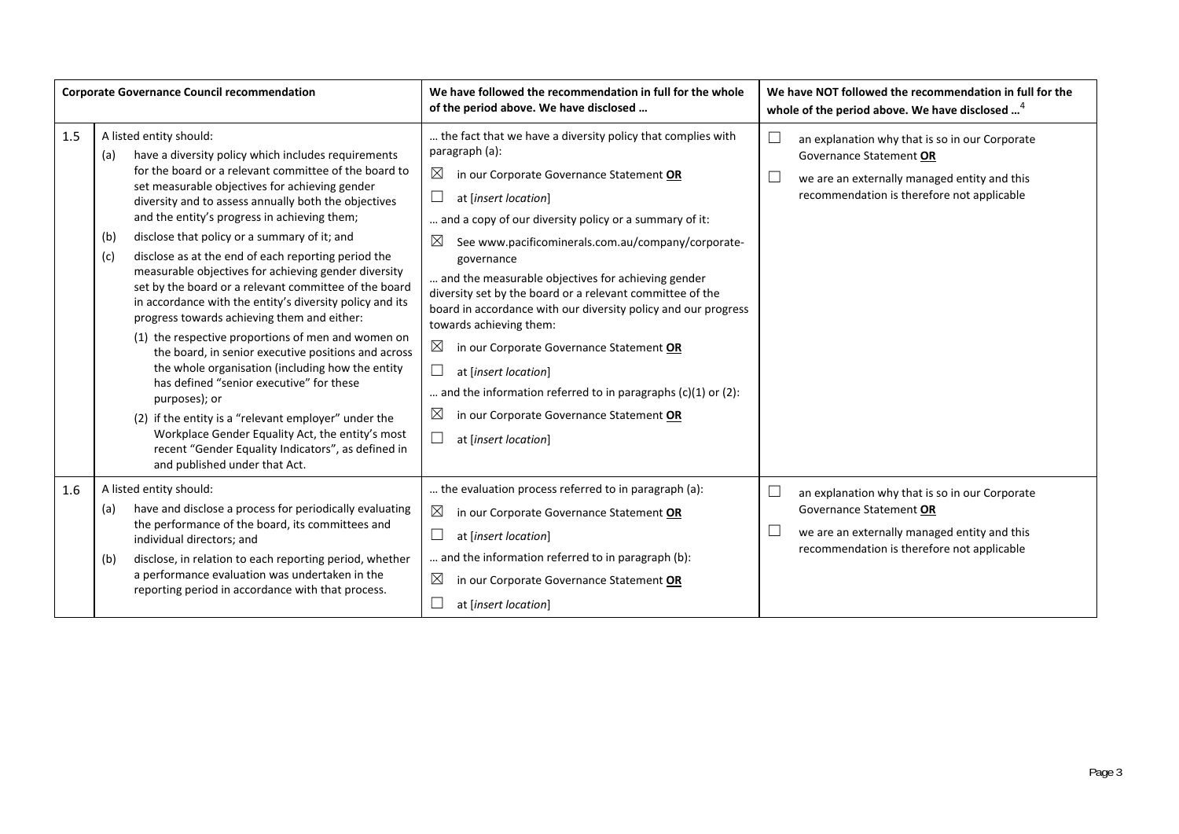| Corporate Governance Council recommendation | | We have followed the recommendation in full for the whole of the period above. We have disclosed … | We have NOT followed the recommendation in full for the whole of the period above. We have disclosed …[4] |
|---|---|---|---|
| 1.5 | A listed entity should:<br>(a) have a diversity policy which includes requirements for the board or a relevant committee of the board to set measurable objectives for achieving gender diversity and to assess annually both the objectives and the entity's progress in achieving them;<br>(b) disclose that policy or a summary of it; and<br>(c) disclose as at the end of each reporting period the measurable objectives for achieving gender diversity set by the board or a relevant committee of the board in accordance with the entity's diversity policy and its progress towards achieving them and either:<br>(1) the respective proportions of men and women on the board, in senior executive positions and across the whole organisation (including how the entity has defined "senior executive" for these purposes); or<br>(2) if the entity is a "relevant employer" under the Workplace Gender Equality Act, the entity's most recent "Gender Equality Indicators", as defined in and published under that Act. | … the fact that we have a diversity policy that complies with paragraph (a):<br>☒ in our Corporate Governance Statement **OR**<br>☐ at [*insert location*]<br>… and a copy of our diversity policy or a summary of it:<br>☒ See www.pacificominerals.com.au/company/corporate-governance<br>… and the measurable objectives for achieving gender diversity set by the board or a relevant committee of the board in accordance with our diversity policy and our progress towards achieving them:<br>☒ in our Corporate Governance Statement **OR**<br>☐ at [*insert location*]<br>… and the information referred to in paragraphs (c)(1) or (2):<br>☒ in our Corporate Governance Statement **OR**<br>☐ at [*insert location*] | ☐ an explanation why that is so in our Corporate Governance Statement **OR**<br>☐ we are an externally managed entity and this recommendation is therefore not applicable |
| 1.6 | A listed entity should:<br>(a) have and disclose a process for periodically evaluating the performance of the board, its committees and individual directors; and<br>(b) disclose, in relation to each reporting period, whether a performance evaluation was undertaken in the reporting period in accordance with that process. | … the evaluation process referred to in paragraph (a):<br>☒ in our Corporate Governance Statement **OR**<br>☐ at [*insert location*]<br>… and the information referred to in paragraph (b):<br>☒ in our Corporate Governance Statement **OR**<br>☐ at [*insert location*] | ☐ an explanation why that is so in our Corporate Governance Statement **OR**<br>☐ we are an externally managed entity and this recommendation is therefore not applicable |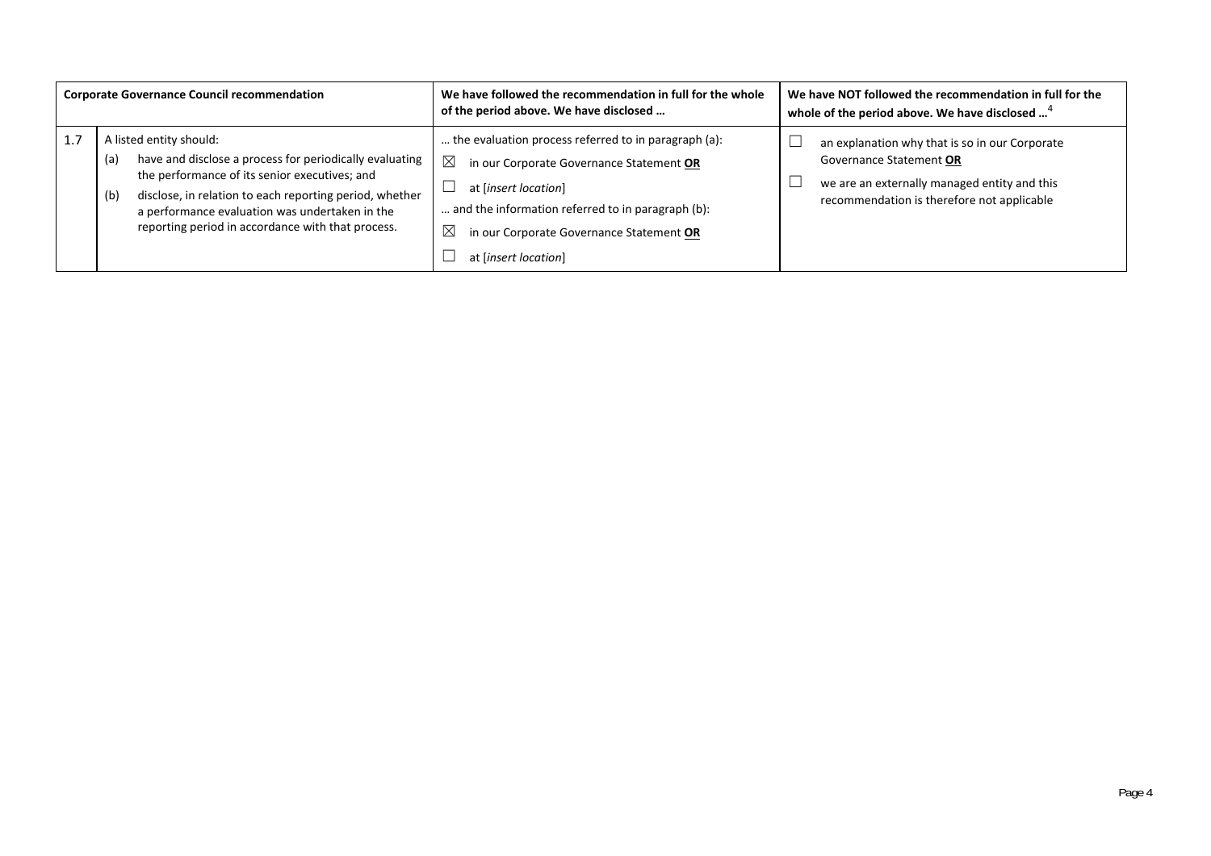| Corporate Governance Council recommendation | | We have followed the recommendation in full for the whole of the period above. We have disclosed … | We have NOT followed the recommendation in full for the whole of the period above. We have disclosed …[4] |
|---|---|---|---|
| 1.7 | A listed entity should:<br>(a) have and disclose a process for periodically evaluating the performance of its senior executives; and<br>(b) disclose, in relation to each reporting period, whether a performance evaluation was undertaken in the reporting period in accordance with that process. | … the evaluation process referred to in paragraph (a):<br>☒ in our Corporate Governance Statement **OR**<br>☐ at [*insert location*]<br>… and the information referred to in paragraph (b):<br>☒ in our Corporate Governance Statement **OR**<br>☐ at [*insert location*] | ☐ an explanation why that is so in our Corporate Governance Statement **OR**<br>☐ we are an externally managed entity and this recommendation is therefore not applicable |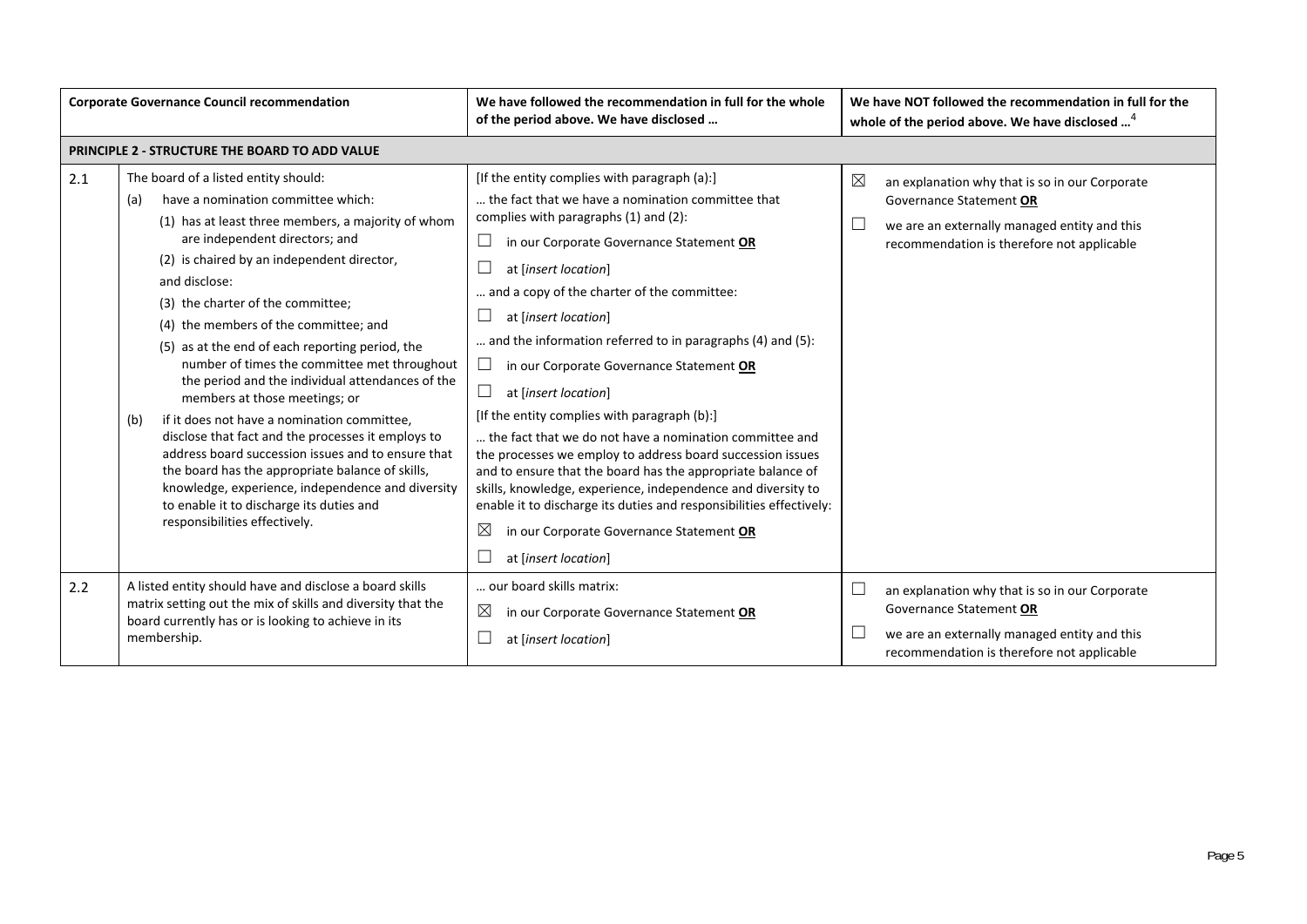| | Corporate Governance Council recommendation | We have followed the recommendation in full for the whole of the period above. We have disclosed … | We have NOT followed the recommendation in full for the whole of the period above. We have disclosed …[4] |
|---|---|---|---|
| **PRINCIPLE 2 - STRUCTURE THE BOARD TO ADD VALUE** | | | |
| 2.1 | The board of a listed entity should:<br>(a) have a nomination committee which:<br>(1) has at least three members, a majority of whom are independent directors; and<br>(2) is chaired by an independent director,<br>and disclose:<br>(3) the charter of the committee;<br>(4) the members of the committee; and<br>(5) as at the end of each reporting period, the number of times the committee met throughout the period and the individual attendances of the members at those meetings; or<br>(b) if it does not have a nomination committee, disclose that fact and the processes it employs to address board succession issues and to ensure that the board has the appropriate balance of skills, knowledge, experience, independence and diversity to enable it to discharge its duties and responsibilities effectively. | [If the entity complies with paragraph (a):]<br>… the fact that we have a nomination committee that complies with paragraphs (1) and (2):<br>☐ in our Corporate Governance Statement **OR**<br>☐ at [*insert location*]<br>… and a copy of the charter of the committee:<br>☐ at [*insert location*]<br>… and the information referred to in paragraphs (4) and (5):<br>☐ in our Corporate Governance Statement **OR**<br>☐ at [*insert location*]<br>[If the entity complies with paragraph (b):]<br>… the fact that we do not have a nomination committee and the processes we employ to address board succession issues and to ensure that the board has the appropriate balance of skills, knowledge, experience, independence and diversity to enable it to discharge its duties and responsibilities effectively:<br>☒ in our Corporate Governance Statement **OR**<br>☐ at [*insert location*] | ☒ an explanation why that is so in our Corporate Governance Statement **OR**<br>☐ we are an externally managed entity and this recommendation is therefore not applicable |
| 2.2 | A listed entity should have and disclose a board skills matrix setting out the mix of skills and diversity that the board currently has or is looking to achieve in its membership. | … our board skills matrix:<br>☒ in our Corporate Governance Statement **OR**<br>☐ at [*insert location*] | ☐ an explanation why that is so in our Corporate Governance Statement **OR**<br>☐ we are an externally managed entity and this recommendation is therefore not applicable |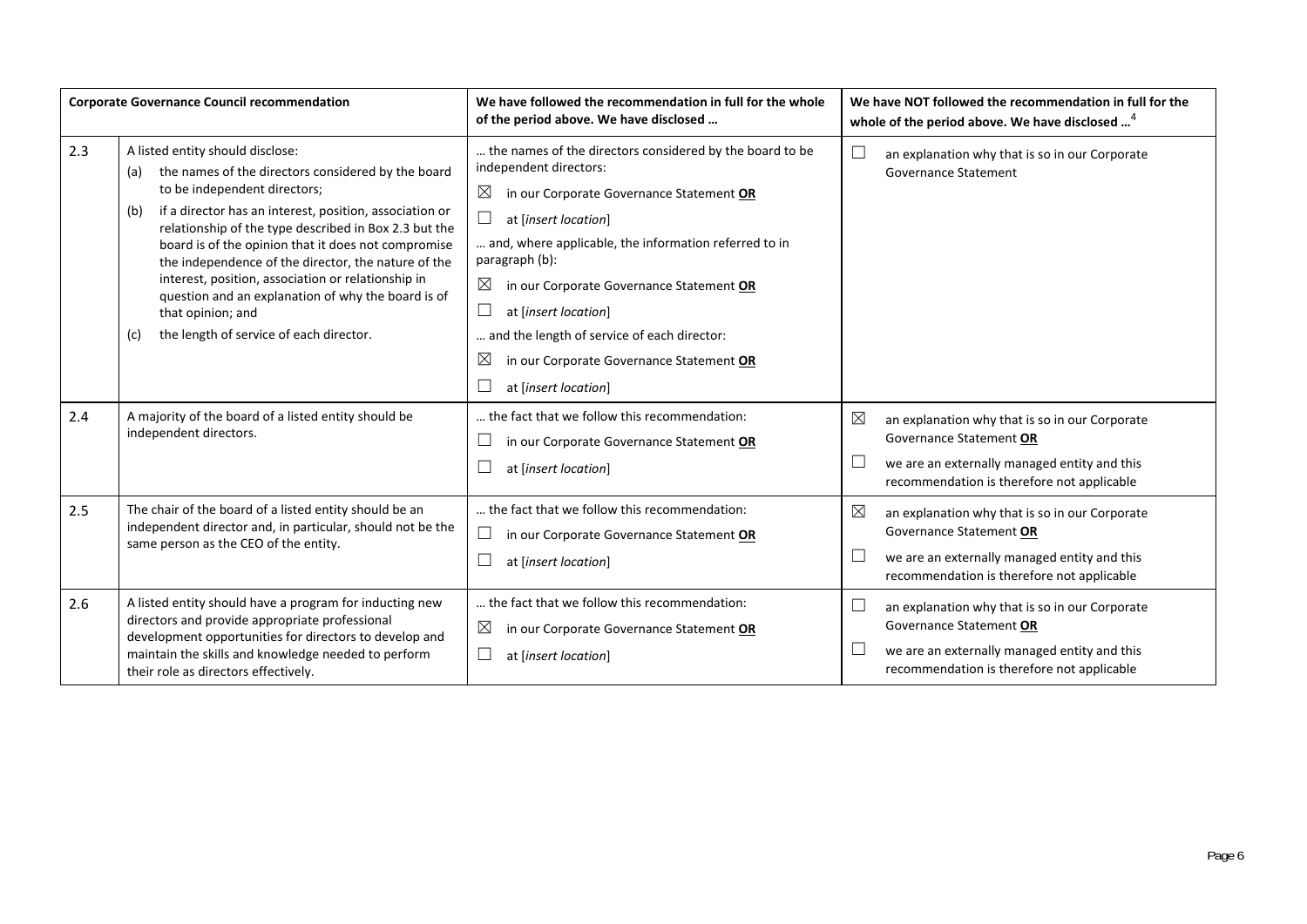| Corporate Governance Council recommendation | | We have followed the recommendation in full for the whole of the period above. We have disclosed … | We have NOT followed the recommendation in full for the whole of the period above. We have disclosed …[4] |
|---|---|---|---|
| 2.3 | A listed entity should disclose:<br>(a) the names of the directors considered by the board to be independent directors;<br>(b) if a director has an interest, position, association or relationship of the type described in Box 2.3 but the board is of the opinion that it does not compromise the independence of the director, the nature of the interest, position, association or relationship in question and an explanation of why the board is of that opinion; and<br>(c) the length of service of each director. | … the names of the directors considered by the board to be independent directors:<br>☒ in our Corporate Governance Statement **OR**<br>☐ at [*insert location*]<br>… and, where applicable, the information referred to in paragraph (b):<br>☒ in our Corporate Governance Statement **OR**<br>☐ at [*insert location*]<br>… and the length of service of each director:<br>☒ in our Corporate Governance Statement **OR**<br>☐ at [*insert location*] | ☐ an explanation why that is so in our Corporate Governance Statement |
| 2.4 | A majority of the board of a listed entity should be independent directors. | … the fact that we follow this recommendation:<br>☐ in our Corporate Governance Statement **OR**<br>☐ at [*insert location*] | ☒ an explanation why that is so in our Corporate Governance Statement **OR**<br>☐ we are an externally managed entity and this recommendation is therefore not applicable |
| 2.5 | The chair of the board of a listed entity should be an independent director and, in particular, should not be the same person as the CEO of the entity. | … the fact that we follow this recommendation:<br>☐ in our Corporate Governance Statement **OR**<br>☐ at [*insert location*] | ☒ an explanation why that is so in our Corporate Governance Statement **OR**<br>☐ we are an externally managed entity and this recommendation is therefore not applicable |
| 2.6 | A listed entity should have a program for inducting new directors and provide appropriate professional development opportunities for directors to develop and maintain the skills and knowledge needed to perform their role as directors effectively. | … the fact that we follow this recommendation:<br>☒ in our Corporate Governance Statement **OR**<br>☐ at [*insert location*] | ☐ an explanation why that is so in our Corporate Governance Statement **OR**<br>☐ we are an externally managed entity and this recommendation is therefore not applicable |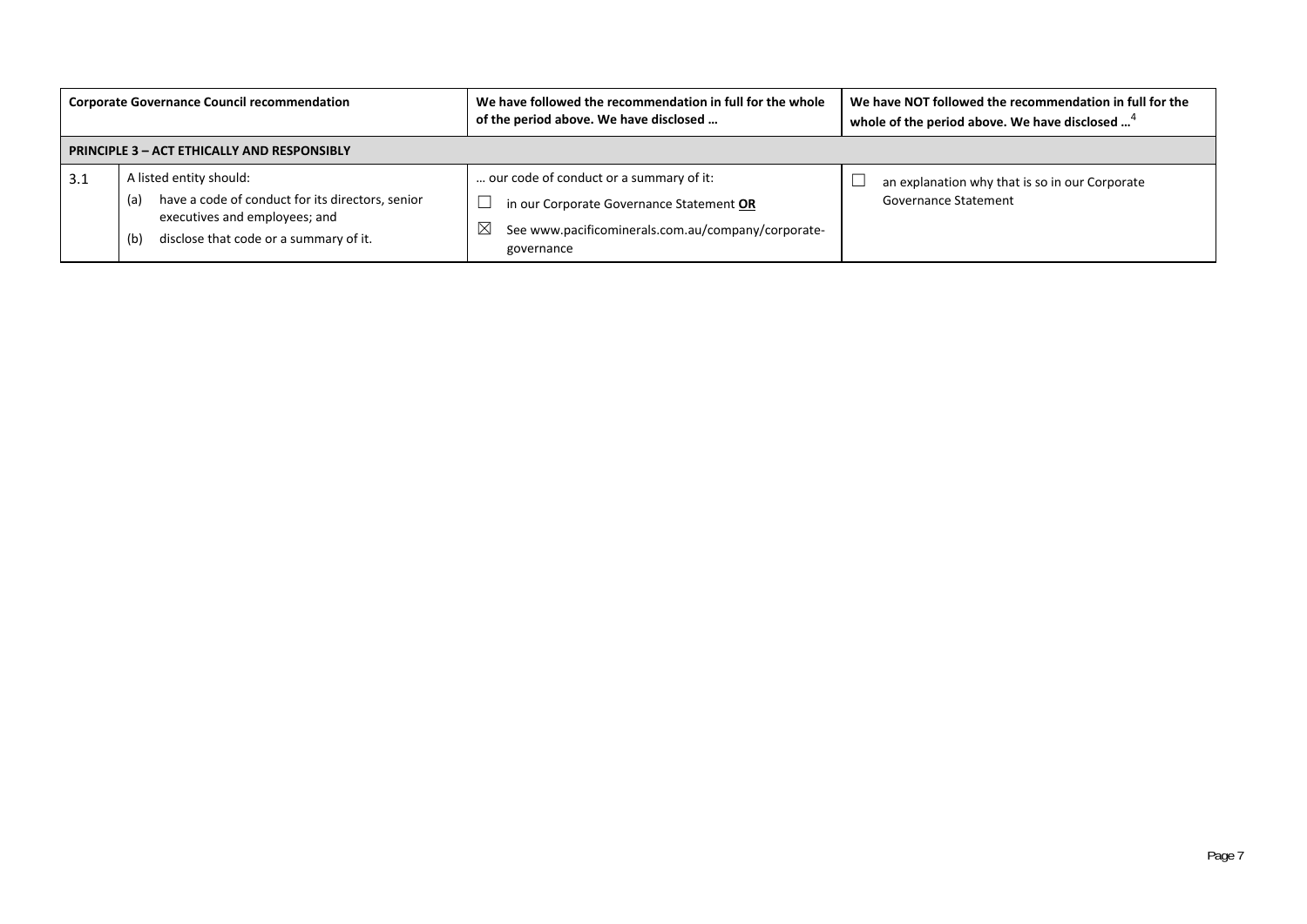| Corporate Governance Council recommendation | | We have followed the recommendation in full for the whole of the period above. We have disclosed … | We have NOT followed the recommendation in full for the whole of the period above. We have disclosed …[4] |
|---|---|---|---|
| **PRINCIPLE 3 – ACT ETHICALLY AND RESPONSIBLY** | | | |
| 3.1 | A listed entity should:<br>(a) have a code of conduct for its directors, senior executives and employees; and<br>(b) disclose that code or a summary of it. | … our code of conduct or a summary of it:<br>☐ in our Corporate Governance Statement **OR**<br>☒ See www.pacificominerals.com.au/company/corporate-governance | ☐ an explanation why that is so in our Corporate Governance Statement |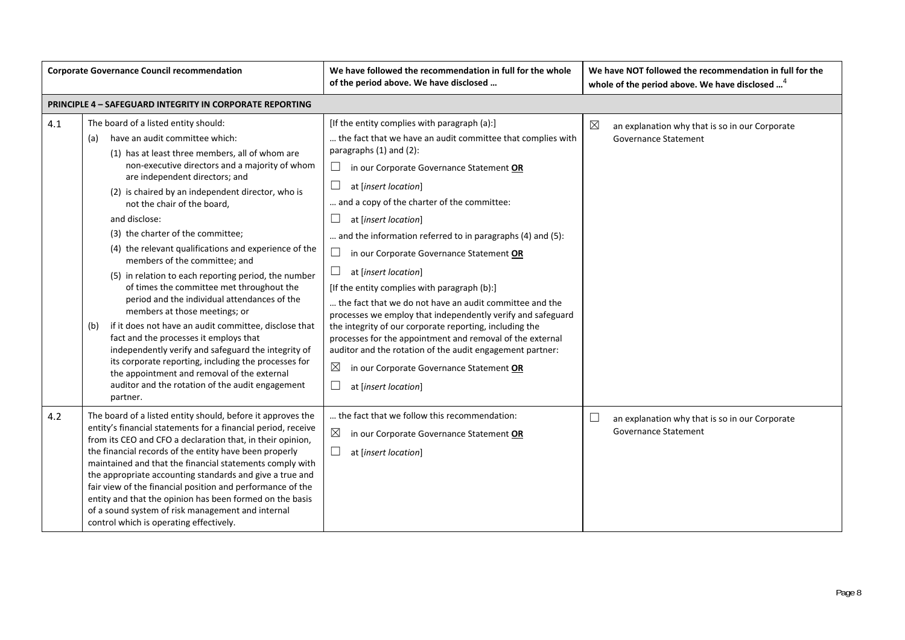| | Corporate Governance Council recommendation | We have followed the recommendation in full for the whole of the period above. We have disclosed … | We have NOT followed the recommendation in full for the whole of the period above. We have disclosed …[4] |
|---|---|---|---|
| **PRINCIPLE 4 – SAFEGUARD INTEGRITY IN CORPORATE REPORTING** | | | |
| 4.1 | The board of a listed entity should:<br>(a) have an audit committee which:<br>(1) has at least three members, all of whom are non-executive directors and a majority of whom are independent directors; and<br>(2) is chaired by an independent director, who is not the chair of the board,<br>and disclose:<br>(3) the charter of the committee;<br>(4) the relevant qualifications and experience of the members of the committee; and<br>(5) in relation to each reporting period, the number of times the committee met throughout the period and the individual attendances of the members at those meetings; or<br>(b) if it does not have an audit committee, disclose that fact and the processes it employs that independently verify and safeguard the integrity of its corporate reporting, including the processes for the appointment and removal of the external auditor and the rotation of the audit engagement partner. | [If the entity complies with paragraph (a):]<br>… the fact that we have an audit committee that complies with paragraphs (1) and (2):<br>☐ in our Corporate Governance Statement **OR**<br>☐ at [*insert location*]<br>… and a copy of the charter of the committee:<br>☐ at [*insert location*]<br>… and the information referred to in paragraphs (4) and (5):<br>☐ in our Corporate Governance Statement **OR**<br>☐ at [*insert location*]<br>[If the entity complies with paragraph (b):]<br>… the fact that we do not have an audit committee and the processes we employ that independently verify and safeguard the integrity of our corporate reporting, including the processes for the appointment and removal of the external auditor and the rotation of the audit engagement partner:<br>☒ in our Corporate Governance Statement **OR**<br>☐ at [*insert location*] | ☒ an explanation why that is so in our Corporate Governance Statement |
| 4.2 | The board of a listed entity should, before it approves the entity's financial statements for a financial period, receive from its CEO and CFO a declaration that, in their opinion, the financial records of the entity have been properly maintained and that the financial statements comply with the appropriate accounting standards and give a true and fair view of the financial position and performance of the entity and that the opinion has been formed on the basis of a sound system of risk management and internal control which is operating effectively. | … the fact that we follow this recommendation:<br>☒ in our Corporate Governance Statement **OR**<br>☐ at [*insert location*] | ☐ an explanation why that is so in our Corporate Governance Statement |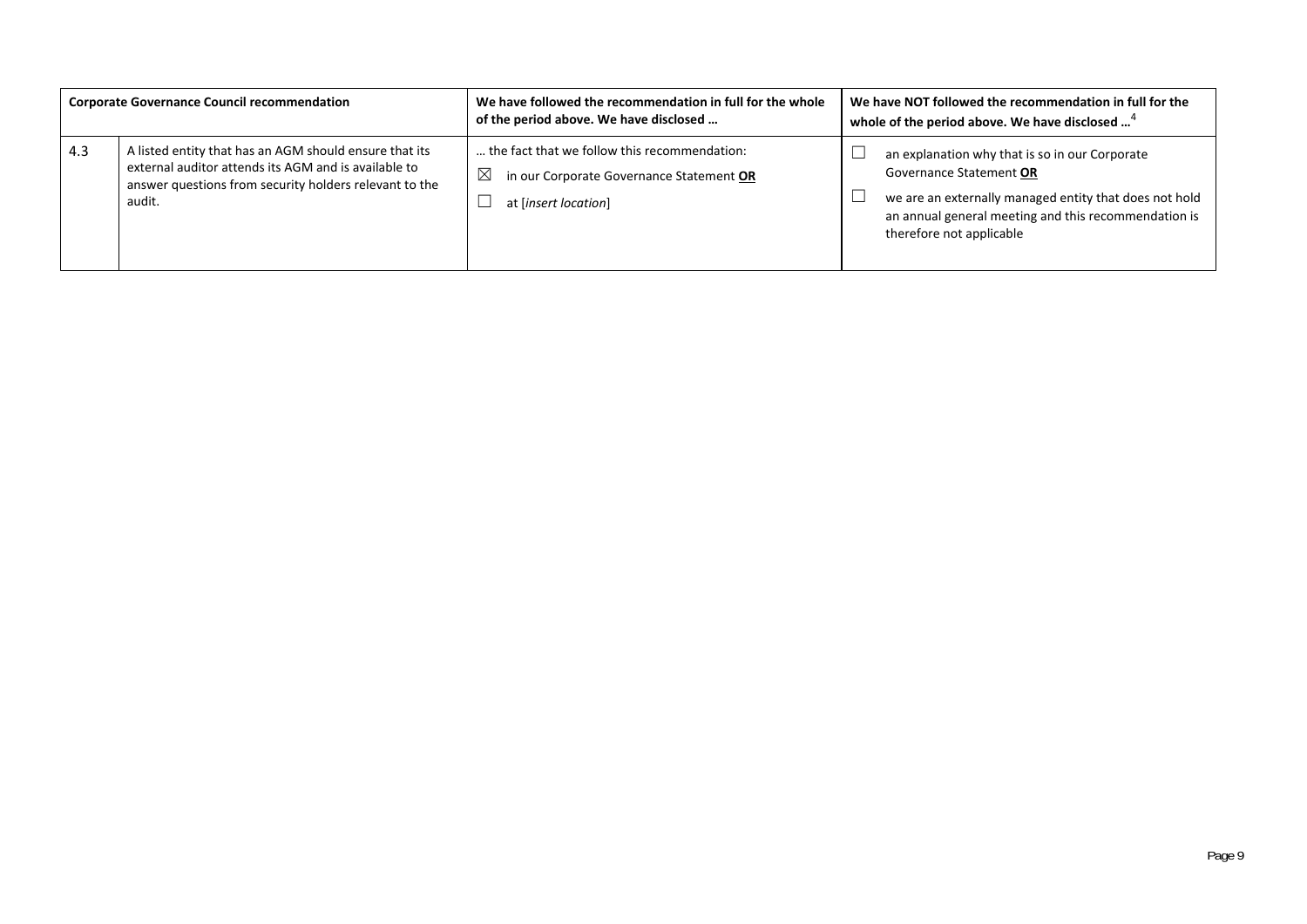| Corporate Governance Council recommendation | | We have followed the recommendation in full for the whole of the period above. We have disclosed … | We have NOT followed the recommendation in full for the whole of the period above. We have disclosed …[4] |
|---|---|---|---|
| 4.3 | A listed entity that has an AGM should ensure that its external auditor attends its AGM and is available to answer questions from security holders relevant to the audit. | … the fact that we follow this recommendation:<br>☒ in our Corporate Governance Statement **OR**<br>☐ at [*insert location*] | ☐ an explanation why that is so in our Corporate Governance Statement **OR**<br>☐ we are an externally managed entity that does not hold an annual general meeting and this recommendation is therefore not applicable |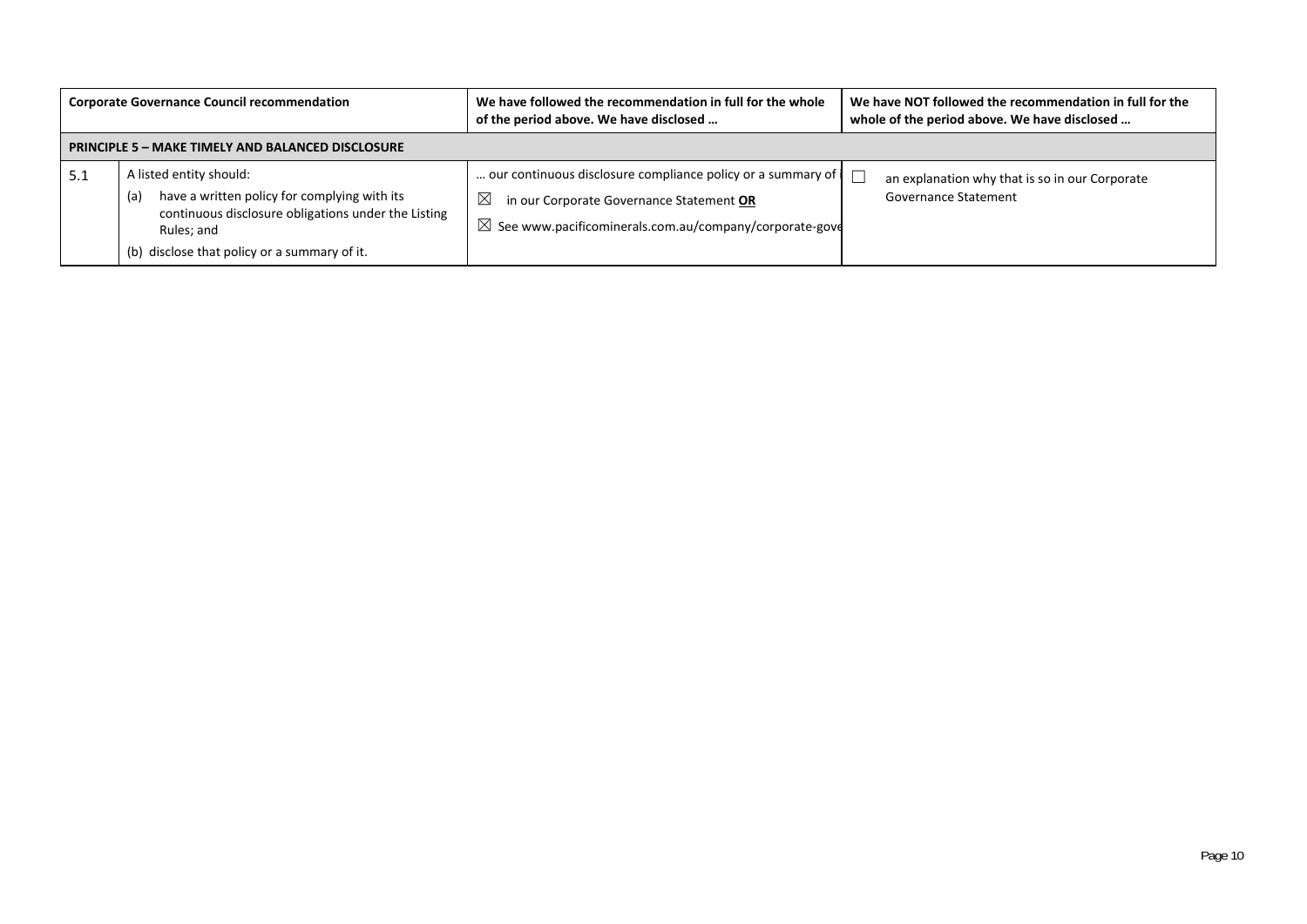| Corporate Governance Council recommendation | | We have followed the recommendation in full for the whole of the period above. We have disclosed … | We have NOT followed the recommendation in full for the whole of the period above. We have disclosed … |
|---|---|---|---|
| **PRINCIPLE 5 – MAKE TIMELY AND BALANCED DISCLOSURE** | | | |
| 5.1 | A listed entity should:<br>(a) have a written policy for complying with its continuous disclosure obligations under the Listing Rules; and<br>(b) disclose that policy or a summary of it. | … our continuous disclosure compliance policy or a summary of i<br>☒ in our Corporate Governance Statement **OR**<br>☒ See www.pacificominerals.com.au/company/corporate-gove | ☐ an explanation why that is so in our Corporate Governance Statement |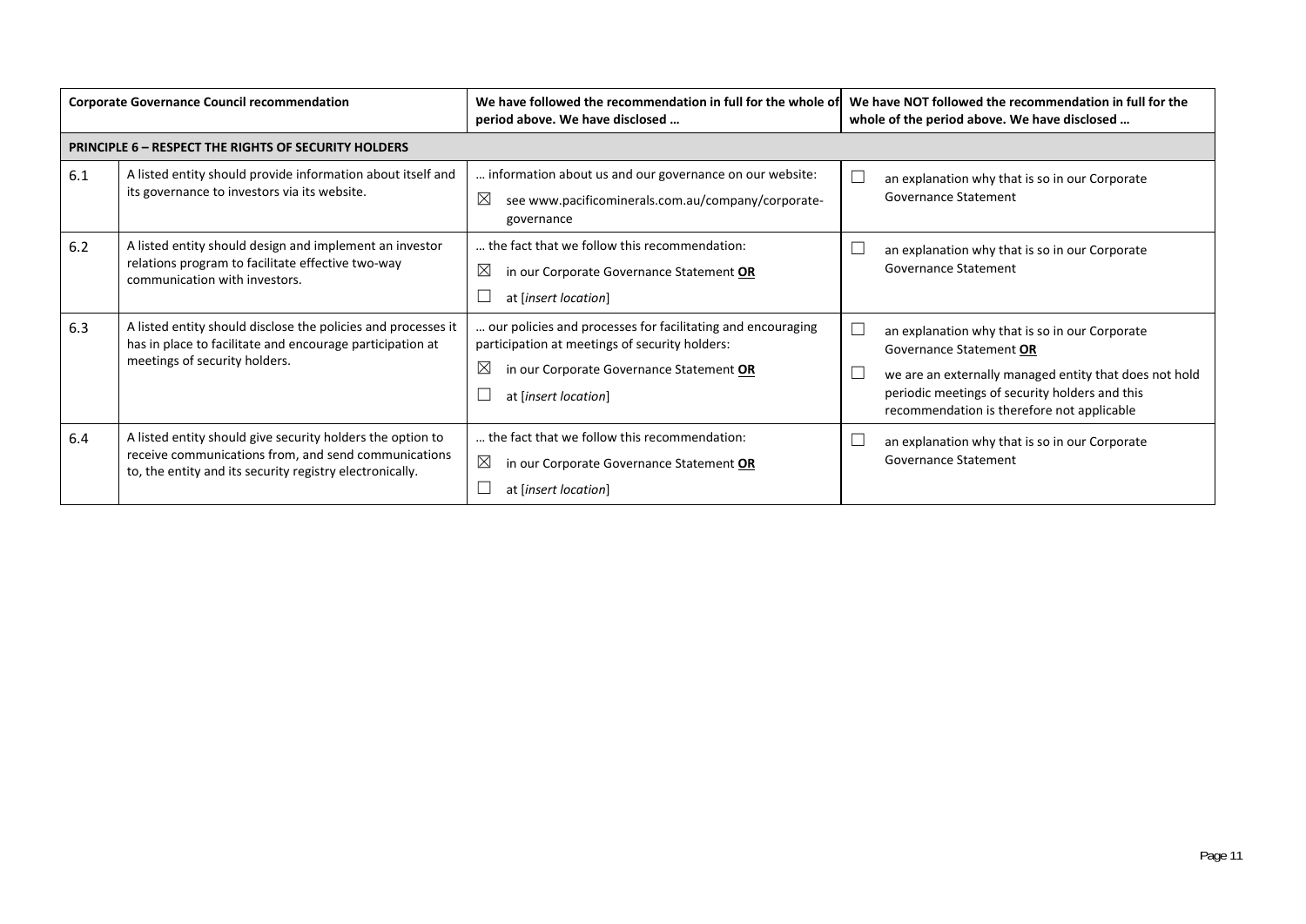| Corporate Governance Council recommendation | | We have followed the recommendation in full for the whole of period above. We have disclosed … | We have NOT followed the recommendation in full for the whole of the period above. We have disclosed … |
|---|---|---|---|
| **PRINCIPLE 6 – RESPECT THE RIGHTS OF SECURITY HOLDERS** | | | |
| 6.1 | A listed entity should provide information about itself and its governance to investors via its website. | … information about us and our governance on our website:<br>☒ see www.pacificominerals.com.au/company/corporate-governance | ☐ an explanation why that is so in our Corporate Governance Statement |
| 6.2 | A listed entity should design and implement an investor relations program to facilitate effective two-way communication with investors. | … the fact that we follow this recommendation:<br>☒ in our Corporate Governance Statement **OR**<br>☐ at [*insert location*] | ☐ an explanation why that is so in our Corporate Governance Statement |
| 6.3 | A listed entity should disclose the policies and processes it has in place to facilitate and encourage participation at meetings of security holders. | … our policies and processes for facilitating and encouraging participation at meetings of security holders:<br>☒ in our Corporate Governance Statement **OR**<br>☐ at [*insert location*] | ☐ an explanation why that is so in our Corporate Governance Statement **OR**<br>☐ we are an externally managed entity that does not hold periodic meetings of security holders and this recommendation is therefore not applicable |
| 6.4 | A listed entity should give security holders the option to receive communications from, and send communications to, the entity and its security registry electronically. | … the fact that we follow this recommendation:<br>☒ in our Corporate Governance Statement **OR**<br>☐ at [*insert location*] | ☐ an explanation why that is so in our Corporate Governance Statement |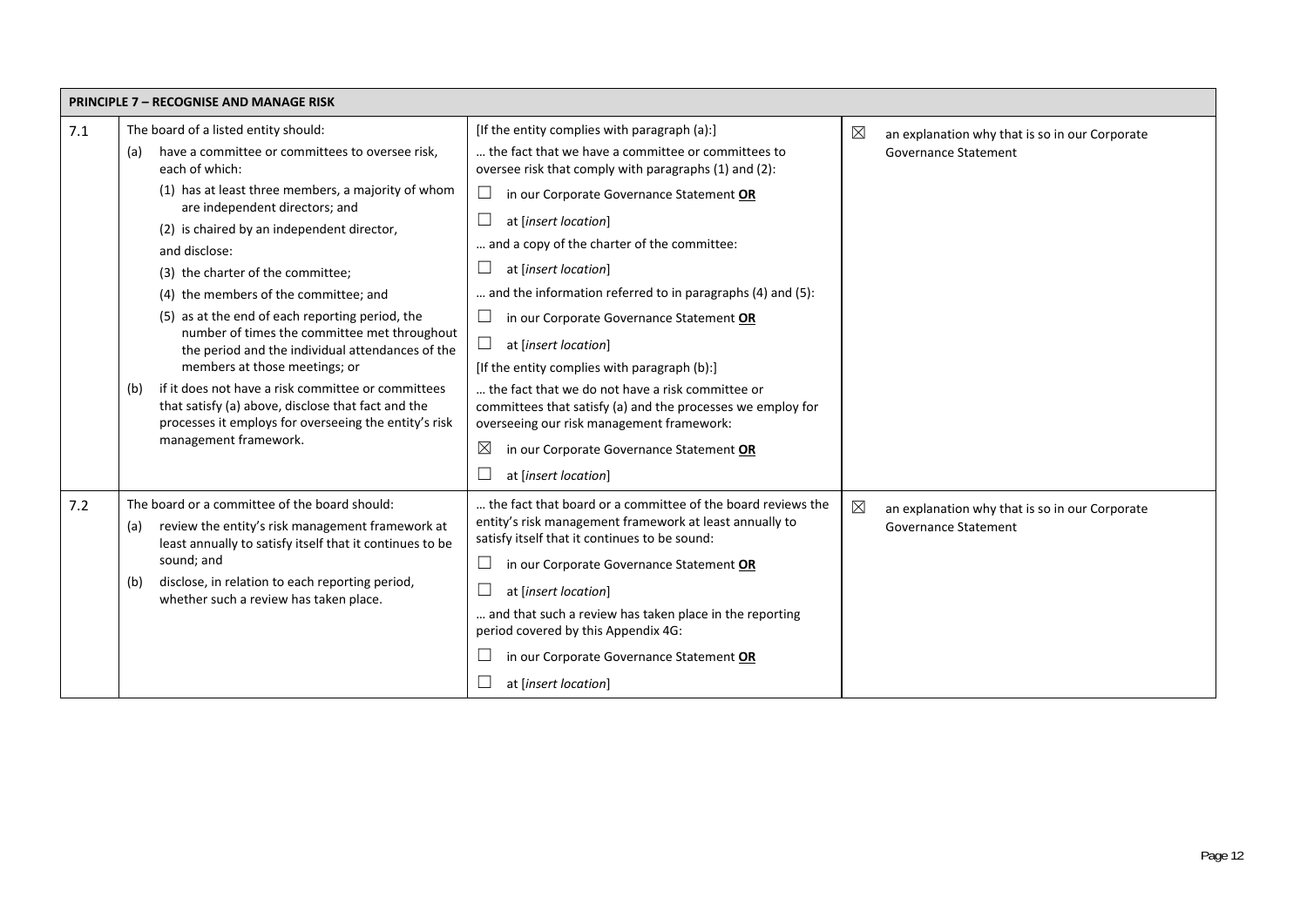| PRINCIPLE 7 – RECOGNISE AND MANAGE RISK | | | |
|---|---|---|---|
| 7.1 | The board of a listed entity should:<br>(a) have a committee or committees to oversee risk, each of which:<br>(1) has at least three members, a majority of whom are independent directors; and<br>(2) is chaired by an independent director,<br>and disclose:<br>(3) the charter of the committee;<br>(4) the members of the committee; and<br>(5) as at the end of each reporting period, the number of times the committee met throughout the period and the individual attendances of the members at those meetings; or<br>(b) if it does not have a risk committee or committees that satisfy (a) above, disclose that fact and the processes it employs for overseeing the entity's risk management framework. | [If the entity complies with paragraph (a):]<br>… the fact that we have a committee or committees to oversee risk that comply with paragraphs (1) and (2):<br>☐ in our Corporate Governance Statement **OR**<br>☐ at [*insert location*]<br>… and a copy of the charter of the committee:<br>☐ at [*insert location*]<br>… and the information referred to in paragraphs (4) and (5):<br>☐ in our Corporate Governance Statement **OR**<br>☐ at [*insert location*]<br>[If the entity complies with paragraph (b):]<br>… the fact that we do not have a risk committee or committees that satisfy (a) and the processes we employ for overseeing our risk management framework:<br>☒ in our Corporate Governance Statement **OR**<br>☐ at [*insert location*] | ☒ an explanation why that is so in our Corporate Governance Statement |
| 7.2 | The board or a committee of the board should:<br>(a) review the entity's risk management framework at least annually to satisfy itself that it continues to be sound; and<br>(b) disclose, in relation to each reporting period, whether such a review has taken place. | … the fact that board or a committee of the board reviews the entity's risk management framework at least annually to satisfy itself that it continues to be sound:<br>☐ in our Corporate Governance Statement **OR**<br>☐ at [*insert location*]<br>… and that such a review has taken place in the reporting period covered by this Appendix 4G:<br>☐ in our Corporate Governance Statement **OR**<br>☐ at [*insert location*] | ☒ an explanation why that is so in our Corporate Governance Statement |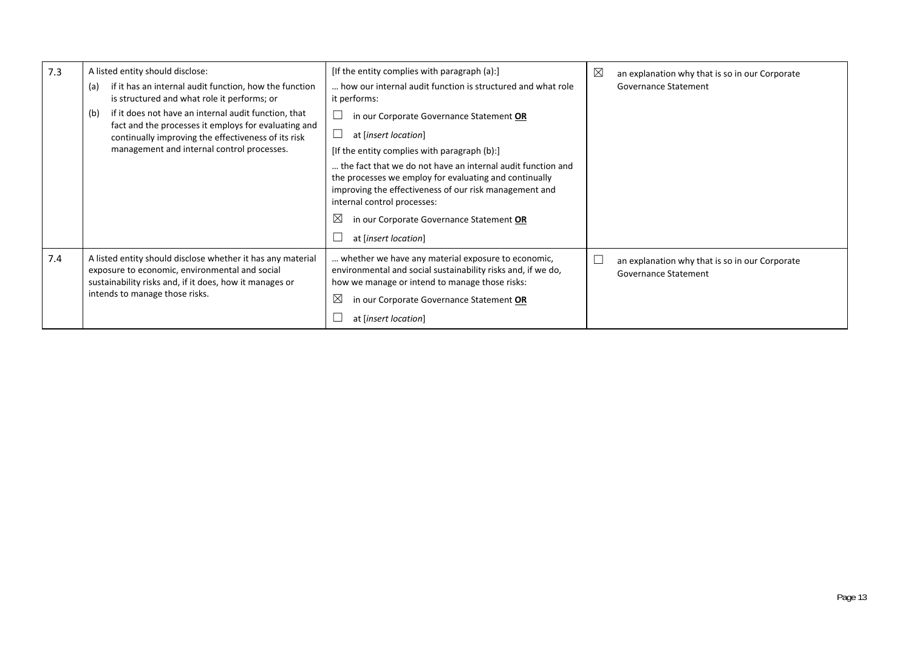| 7.3 | A listed entity should disclose:<br>(a) if it has an internal audit function, how the function is structured and what role it performs; or<br>(b) if it does not have an internal audit function, that fact and the processes it employs for evaluating and continually improving the effectiveness of its risk management and internal control processes. | [If the entity complies with paragraph (a):]<br>… how our internal audit function is structured and what role it performs:<br>☐ in our Corporate Governance Statement **OR**<br>☐ at [*insert location*]<br>[If the entity complies with paragraph (b):]<br>… the fact that we do not have an internal audit function and the processes we employ for evaluating and continually improving the effectiveness of our risk management and internal control processes:<br>☒ in our Corporate Governance Statement **OR**<br>☐ at [*insert location*] | ☒ an explanation why that is so in our Corporate Governance Statement |
|---|---|---|---|
| 7.4 | A listed entity should disclose whether it has any material exposure to economic, environmental and social sustainability risks and, if it does, how it manages or intends to manage those risks. | … whether we have any material exposure to economic, environmental and social sustainability risks and, if we do, how we manage or intend to manage those risks:<br>☒ in our Corporate Governance Statement **OR**<br>☐ at [*insert location*] | ☐ an explanation why that is so in our Corporate Governance Statement |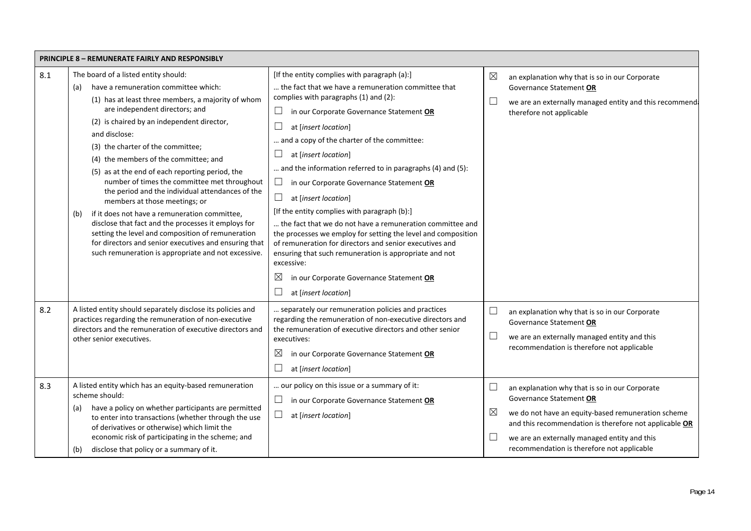| PRINCIPLE 8 – REMUNERATE FAIRLY AND RESPONSIBLY | | | |
|---|---|---|---|
| 8.1 | The board of a listed entity should:<br>(a) have a remuneration committee which:<br>(1) has at least three members, a majority of whom are independent directors; and<br>(2) is chaired by an independent director,<br>and disclose:<br>(3) the charter of the committee;<br>(4) the members of the committee; and<br>(5) as at the end of each reporting period, the number of times the committee met throughout the period and the individual attendances of the members at those meetings; or<br>(b) if it does not have a remuneration committee, disclose that fact and the processes it employs for setting the level and composition of remuneration for directors and senior executives and ensuring that such remuneration is appropriate and not excessive. | [If the entity complies with paragraph (a):]<br>… the fact that we have a remuneration committee that complies with paragraphs (1) and (2):<br>☐ in our Corporate Governance Statement **OR**<br>☐ at [*insert location*]<br>… and a copy of the charter of the committee:<br>☐ at [*insert location*]<br>… and the information referred to in paragraphs (4) and (5):<br>☐ in our Corporate Governance Statement **OR**<br>☐ at [*insert location*]<br>[If the entity complies with paragraph (b):]<br>… the fact that we do not have a remuneration committee and the processes we employ for setting the level and composition of remuneration for directors and senior executives and ensuring that such remuneration is appropriate and not excessive:<br>☒ in our Corporate Governance Statement **OR**<br>☐ at [*insert location*] | ☒ an explanation why that is so in our Corporate Governance Statement **OR**<br>☐ we are an externally managed entity and this recommend therefore not applicable |
| 8.2 | A listed entity should separately disclose its policies and practices regarding the remuneration of non-executive directors and the remuneration of executive directors and other senior executives. | … separately our remuneration policies and practices regarding the remuneration of non-executive directors and the remuneration of executive directors and other senior executives:<br>☒ in our Corporate Governance Statement **OR**<br>☐ at [*insert location*] | ☐ an explanation why that is so in our Corporate Governance Statement **OR**<br>☐ we are an externally managed entity and this recommendation is therefore not applicable |
| 8.3 | A listed entity which has an equity-based remuneration scheme should:<br>(a) have a policy on whether participants are permitted to enter into transactions (whether through the use of derivatives or otherwise) which limit the economic risk of participating in the scheme; and<br>(b) disclose that policy or a summary of it. | … our policy on this issue or a summary of it:<br>☐ in our Corporate Governance Statement **OR**<br>☐ at [*insert location*] | ☐ an explanation why that is so in our Corporate Governance Statement **OR**<br>☒ we do not have an equity-based remuneration scheme and this recommendation is therefore not applicable **OR**<br>☐ we are an externally managed entity and this recommendation is therefore not applicable |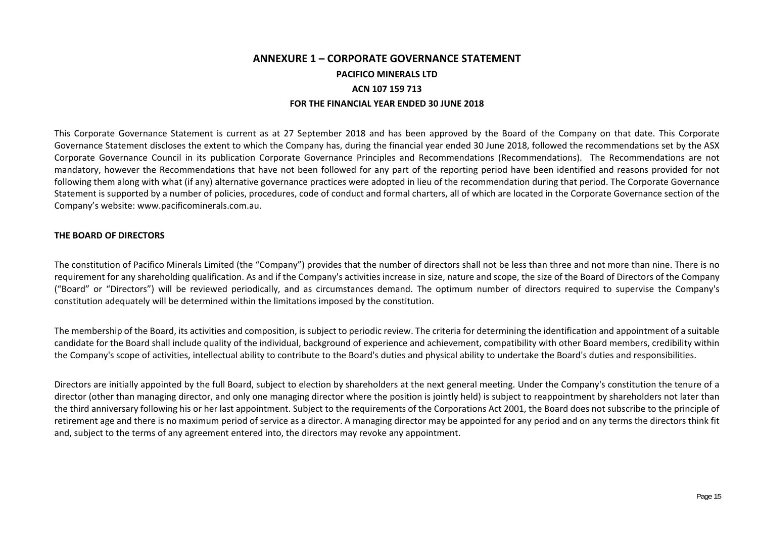# ANNEXURE 1 – CORPORATE GOVERNANCE STATEMENT

**PACIFICO MINERALS LTD**

**ACN 107 159 713**

**FOR THE FINANCIAL YEAR ENDED 30 JUNE 2018**

This Corporate Governance Statement is current as at 27 September 2018 and has been approved by the Board of the Company on that date. This Corporate Governance Statement discloses the extent to which the Company has, during the financial year ended 30 June 2018, followed the recommendations set by the ASX Corporate Governance Council in its publication Corporate Governance Principles and Recommendations (Recommendations). The Recommendations are not mandatory, however the Recommendations that have not been followed for any part of the reporting period have been identified and reasons provided for not following them along with what (if any) alternative governance practices were adopted in lieu of the recommendation during that period. The Corporate Governance Statement is supported by a number of policies, procedures, code of conduct and formal charters, all of which are located in the Corporate Governance section of the Company's website: www.pacificominerals.com.au.

## THE BOARD OF DIRECTORS

The constitution of Pacifico Minerals Limited (the "Company") provides that the number of directors shall not be less than three and not more than nine. There is no requirement for any shareholding qualification. As and if the Company's activities increase in size, nature and scope, the size of the Board of Directors of the Company ("Board" or "Directors") will be reviewed periodically, and as circumstances demand. The optimum number of directors required to supervise the Company's constitution adequately will be determined within the limitations imposed by the constitution.

The membership of the Board, its activities and composition, is subject to periodic review. The criteria for determining the identification and appointment of a suitable candidate for the Board shall include quality of the individual, background of experience and achievement, compatibility with other Board members, credibility within the Company's scope of activities, intellectual ability to contribute to the Board's duties and physical ability to undertake the Board's duties and responsibilities.

Directors are initially appointed by the full Board, subject to election by shareholders at the next general meeting. Under the Company's constitution the tenure of a director (other than managing director, and only one managing director where the position is jointly held) is subject to reappointment by shareholders not later than the third anniversary following his or her last appointment. Subject to the requirements of the Corporations Act 2001, the Board does not subscribe to the principle of retirement age and there is no maximum period of service as a director. A managing director may be appointed for any period and on any terms the directors think fit and, subject to the terms of any agreement entered into, the directors may revoke any appointment.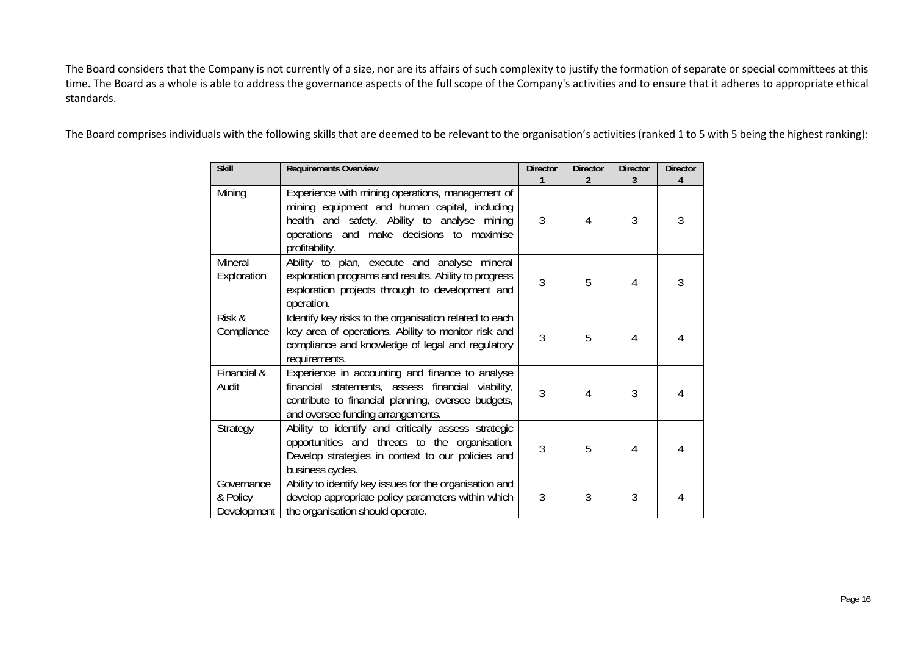The Board considers that the Company is not currently of a size, nor are its affairs of such complexity to justify the formation of separate or special committees at this time. The Board as a whole is able to address the governance aspects of the full scope of the Company's activities and to ensure that it adheres to appropriate ethical standards.

The Board comprises individuals with the following skills that are deemed to be relevant to the organisation's activities (ranked 1 to 5 with 5 being the highest ranking):

| Skill | Requirements Overview | Director 1 | Director 2 | Director 3 | Director 4 |
|---|---|---|---|---|---|
| Mining | Experience with mining operations, management of mining equipment and human capital, including health and safety. Ability to analyse mining operations and make decisions to maximise profitability. | 3 | 4 | 3 | 3 |
| Mineral Exploration | Ability to plan, execute and analyse mineral exploration programs and results. Ability to progress exploration projects through to development and operation. | 3 | 5 | 4 | 3 |
| Risk & Compliance | Identify key risks to the organisation related to each key area of operations. Ability to monitor risk and compliance and knowledge of legal and regulatory requirements. | 3 | 5 | 4 | 4 |
| Financial & Audit | Experience in accounting and finance to analyse financial statements, assess financial viability, contribute to financial planning, oversee budgets, and oversee funding arrangements. | 3 | 4 | 3 | 4 |
| Strategy | Ability to identify and critically assess strategic opportunities and threats to the organisation. Develop strategies in context to our policies and business cycles. | 3 | 5 | 4 | 4 |
| Governance & Policy Development | Ability to identify key issues for the organisation and develop appropriate policy parameters within which the organisation should operate. | 3 | 3 | 3 | 4 |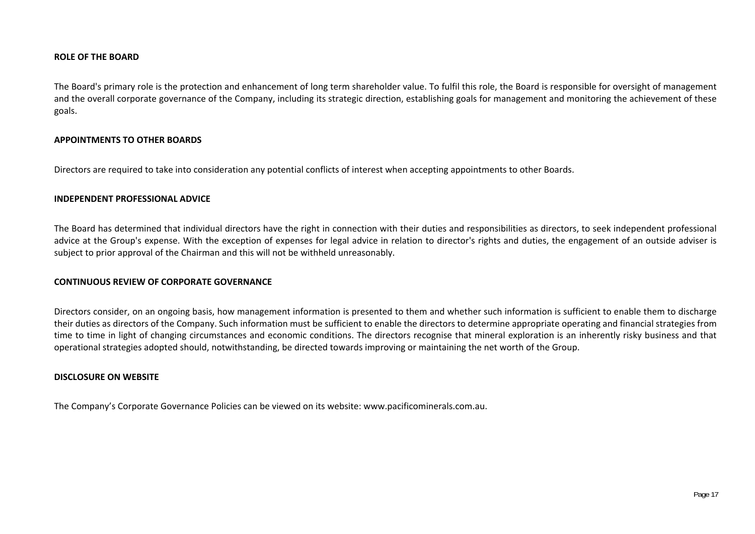**ROLE OF THE BOARD**

The Board's primary role is the protection and enhancement of long term shareholder value. To fulfil this role, the Board is responsible for oversight of management and the overall corporate governance of the Company, including its strategic direction, establishing goals for management and monitoring the achievement of these goals.

**APPOINTMENTS TO OTHER BOARDS**

Directors are required to take into consideration any potential conflicts of interest when accepting appointments to other Boards.

**INDEPENDENT PROFESSIONAL ADVICE**

The Board has determined that individual directors have the right in connection with their duties and responsibilities as directors, to seek independent professional advice at the Group's expense. With the exception of expenses for legal advice in relation to director's rights and duties, the engagement of an outside adviser is subject to prior approval of the Chairman and this will not be withheld unreasonably.

**CONTINUOUS REVIEW OF CORPORATE GOVERNANCE**

Directors consider, on an ongoing basis, how management information is presented to them and whether such information is sufficient to enable them to discharge their duties as directors of the Company. Such information must be sufficient to enable the directors to determine appropriate operating and financial strategies from time to time in light of changing circumstances and economic conditions. The directors recognise that mineral exploration is an inherently risky business and that operational strategies adopted should, notwithstanding, be directed towards improving or maintaining the net worth of the Group.

**DISCLOSURE ON WEBSITE**

The Company's Corporate Governance Policies can be viewed on its website: www.pacificominerals.com.au.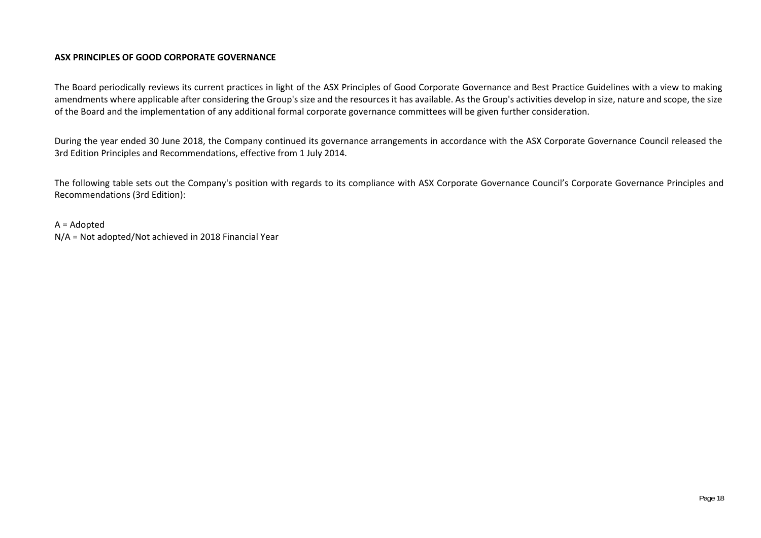**ASX PRINCIPLES OF GOOD CORPORATE GOVERNANCE**

The Board periodically reviews its current practices in light of the ASX Principles of Good Corporate Governance and Best Practice Guidelines with a view to making amendments where applicable after considering the Group's size and the resources it has available. As the Group's activities develop in size, nature and scope, the size of the Board and the implementation of any additional formal corporate governance committees will be given further consideration.

During the year ended 30 June 2018, the Company continued its governance arrangements in accordance with the ASX Corporate Governance Council released the 3rd Edition Principles and Recommendations, effective from 1 July 2014.

The following table sets out the Company's position with regards to its compliance with ASX Corporate Governance Council's Corporate Governance Principles and Recommendations (3rd Edition):

A = Adopted
N/A = Not adopted/Not achieved in 2018 Financial Year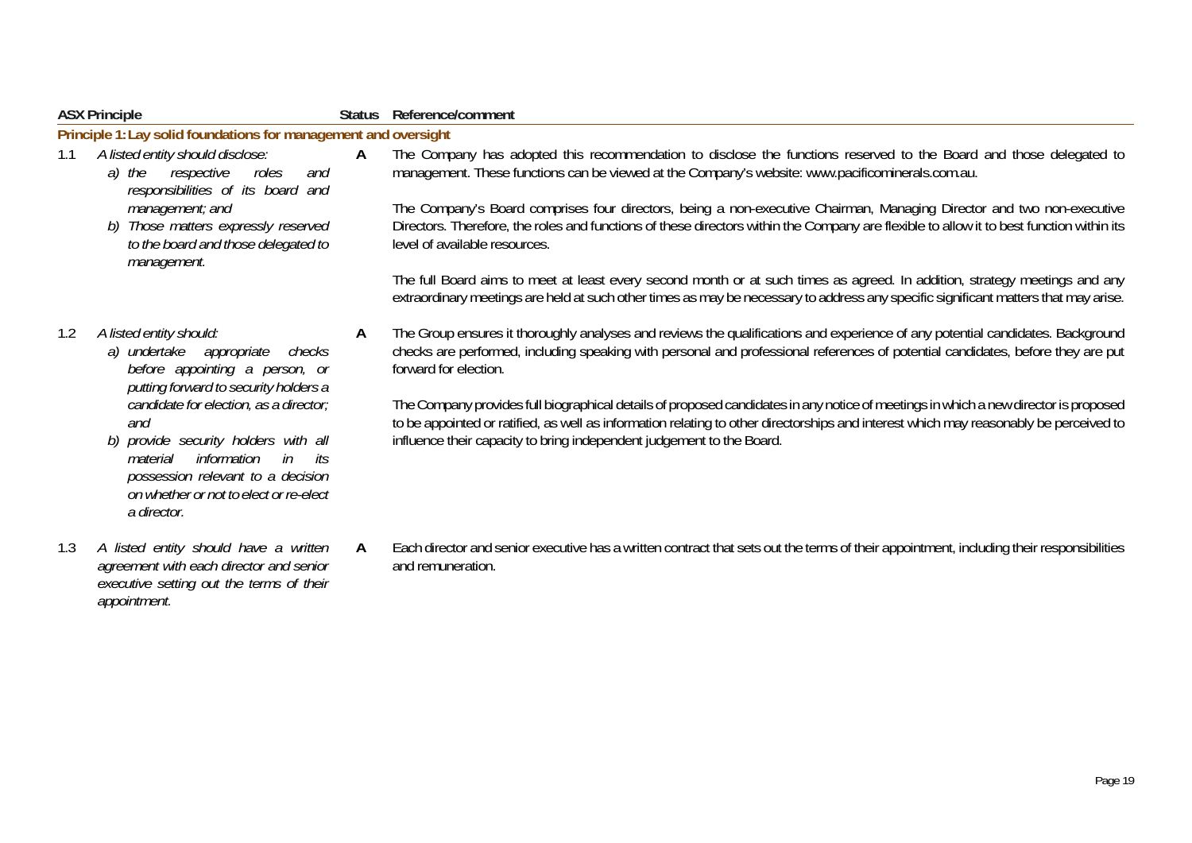| ASX Principle | Status | Reference/comment |
|---|---|---|
| **Principle 1: Lay solid foundations for management and oversight** | | |
| 1.1 *A listed entity should disclose:*<br>*a) the respective roles and responsibilities of its board and management; and*<br>*b) Those matters expressly reserved to the board and those delegated to management.* | **A** | The Company has adopted this recommendation to disclose the functions reserved to the Board and those delegated to management. These functions can be viewed at the Company's website: www.pacificominerals.com.au.<br><br>The Company's Board comprises four directors, being a non-executive Chairman, Managing Director and two non-executive Directors. Therefore, the roles and functions of these directors within the Company are flexible to allow it to best function within its level of available resources.<br><br>The full Board aims to meet at least every second month or at such times as agreed. In addition, strategy meetings and any extraordinary meetings are held at such other times as may be necessary to address any specific significant matters that may arise. |
| 1.2 *A listed entity should:*<br>*a) undertake appropriate checks before appointing a person, or putting forward to security holders a candidate for election, as a director; and*<br>*b) provide security holders with all material information in its possession relevant to a decision on whether or not to elect or re-elect a director.* | **A** | The Group ensures it thoroughly analyses and reviews the qualifications and experience of any potential candidates. Background checks are performed, including speaking with personal and professional references of potential candidates, before they are put forward for election.<br><br>The Company provides full biographical details of proposed candidates in any notice of meetings in which a new director is proposed to be appointed or ratified, as well as information relating to other directorships and interest which may reasonably be perceived to influence their capacity to bring independent judgement to the Board. |
| 1.3 *A listed entity should have a written agreement with each director and senior executive setting out the terms of their appointment.* | **A** | Each director and senior executive has a written contract that sets out the terms of their appointment, including their responsibilities and remuneration. |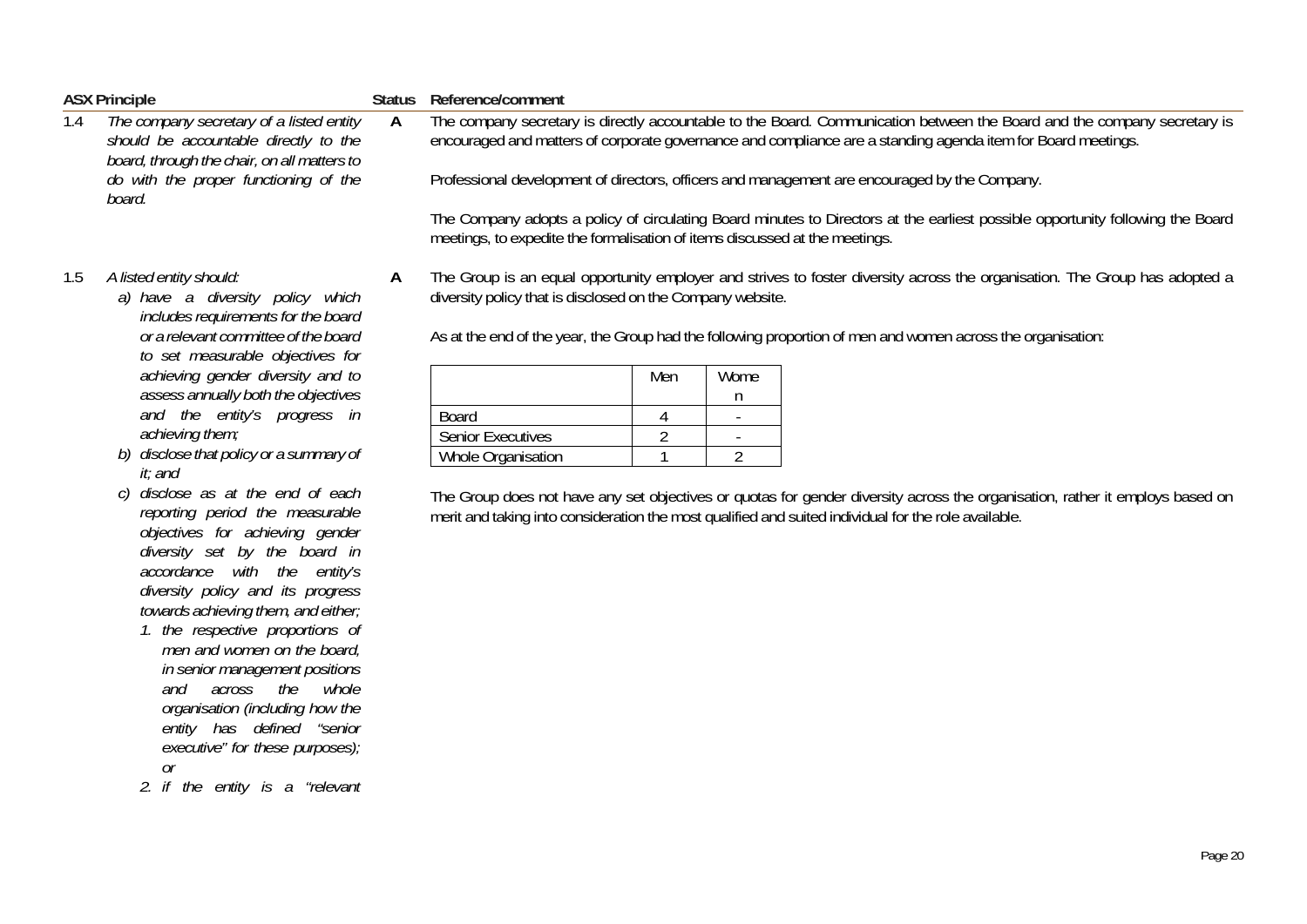| ASX Principle | Status | Reference/comment |
|---|---|---|
| 1.4 *The company secretary of a listed entity should be accountable directly to the board, through the chair, on all matters to do with the proper functioning of the board.* | A | The company secretary is directly accountable to the Board. Communication between the Board and the company secretary is encouraged and matters of corporate governance and compliance are a standing agenda item for Board meetings.<br><br>Professional development of directors, officers and management are encouraged by the Company.<br><br>The Company adopts a policy of circulating Board minutes to Directors at the earliest possible opportunity following the Board meetings, to expedite the formalisation of items discussed at the meetings. |
| 1.5 *A listed entity should:*<br>*a) have a diversity policy which includes requirements for the board or a relevant committee of the board to set measurable objectives for achieving gender diversity and to assess annually both the objectives and the entity's progress in achieving them;*<br>*b) disclose that policy or a summary of it; and*<br>*c) disclose as at the end of each reporting period the measurable objectives for achieving gender diversity set by the board in accordance with the entity's diversity policy and its progress towards achieving them, and either;*<br>*1. the respective proportions of men and women on the board, in senior management positions and across the whole organisation (including how the entity has defined "senior executive" for these purposes); or*<br>*2. if the entity is a "relevant* | A | The Group is an equal opportunity employer and strives to foster diversity across the organisation. The Group has adopted a diversity policy that is disclosed on the Company website.<br><br>As at the end of the year, the Group had the following proportion of men and women across the organisation:<br><br>(see table below)<br><br>The Group does not have any set objectives or quotas for gender diversity across the organisation, rather it employs based on merit and taking into consideration the most qualified and suited individual for the role available. |

| | Men | Women |
|---|---|---|
| Board | 4 | - |
| Senior Executives | 2 | - |
| Whole Organisation | 1 | 2 |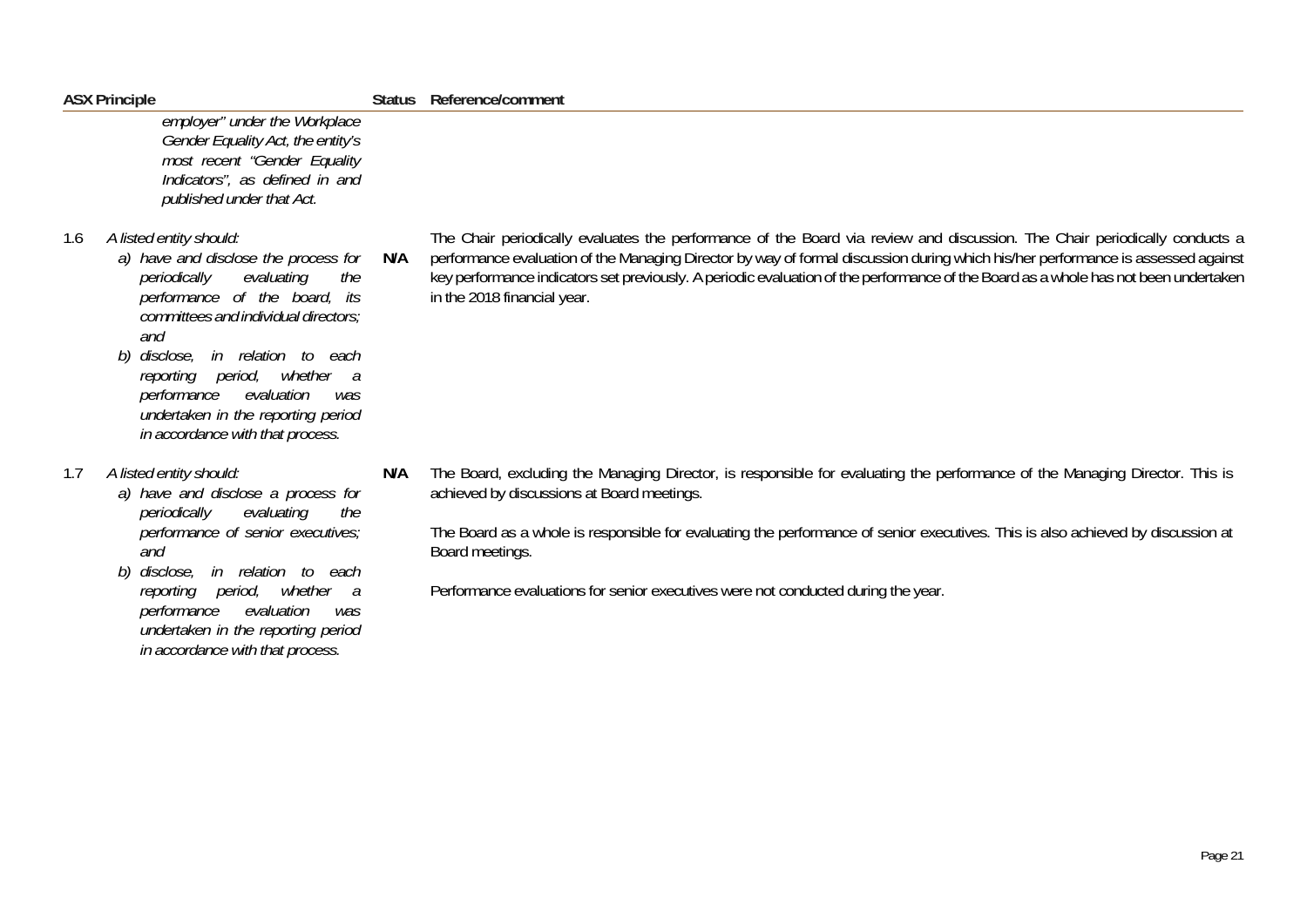| ASX Principle | Status | Reference/comment |
|---|---|---|
| *employer" under the Workplace Gender Equality Act, the entity's most recent "Gender Equality Indicators", as defined in and published under that Act.* | | |
| 1.6 *A listed entity should:*<br>*a) have and disclose the process for periodically evaluating the performance of the board, its committees and individual directors; and*<br>*b) disclose, in relation to each reporting period, whether a performance evaluation was undertaken in the reporting period in accordance with that process.* | **N/A** | The Chair periodically evaluates the performance of the Board via review and discussion. The Chair periodically conducts a performance evaluation of the Managing Director by way of formal discussion during which his/her performance is assessed against key performance indicators set previously. A periodic evaluation of the performance of the Board as a whole has not been undertaken in the 2018 financial year. |
| 1.7 *A listed entity should:*<br>*a) have and disclose a process for periodically evaluating the performance of senior executives; and*<br>*b) disclose, in relation to each reporting period, whether a performance evaluation was undertaken in the reporting period in accordance with that process.* | **N/A** | The Board, excluding the Managing Director, is responsible for evaluating the performance of the Managing Director. This is achieved by discussions at Board meetings.<br><br>The Board as a whole is responsible for evaluating the performance of senior executives. This is also achieved by discussion at Board meetings.<br><br>Performance evaluations for senior executives were not conducted during the year. |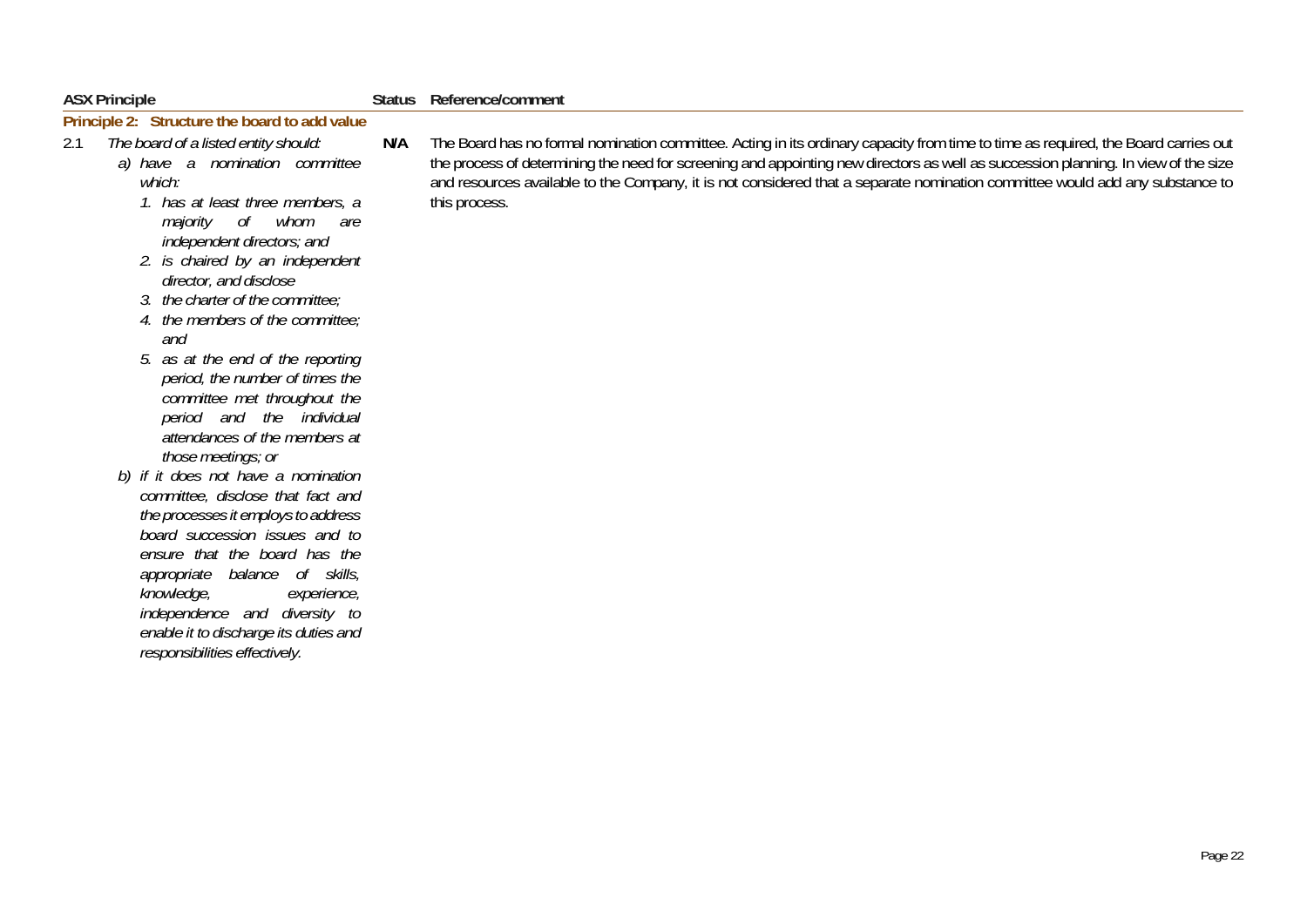| ASX Principle | Status | Reference/comment |
|---|---|---|
| **Principle 2: Structure the board to add value** | | |
| 2.1 *The board of a listed entity should:*<br>*a) have a nomination committee which:*<br>*1. has at least three members, a majority of whom are independent directors; and*<br>*2. is chaired by an independent director, and disclose*<br>*3. the charter of the committee;*<br>*4. the members of the committee; and*<br>*5. as at the end of the reporting period, the number of times the committee met throughout the period and the individual attendances of the members at those meetings; or*<br>*b) if it does not have a nomination committee, disclose that fact and the processes it employs to address board succession issues and to ensure that the board has the appropriate balance of skills, knowledge, experience, independence and diversity to enable it to discharge its duties and responsibilities effectively.* | **N/A** | The Board has no formal nomination committee. Acting in its ordinary capacity from time to time as required, the Board carries out the process of determining the need for screening and appointing new directors as well as succession planning. In view of the size and resources available to the Company, it is not considered that a separate nomination committee would add any substance to this process. |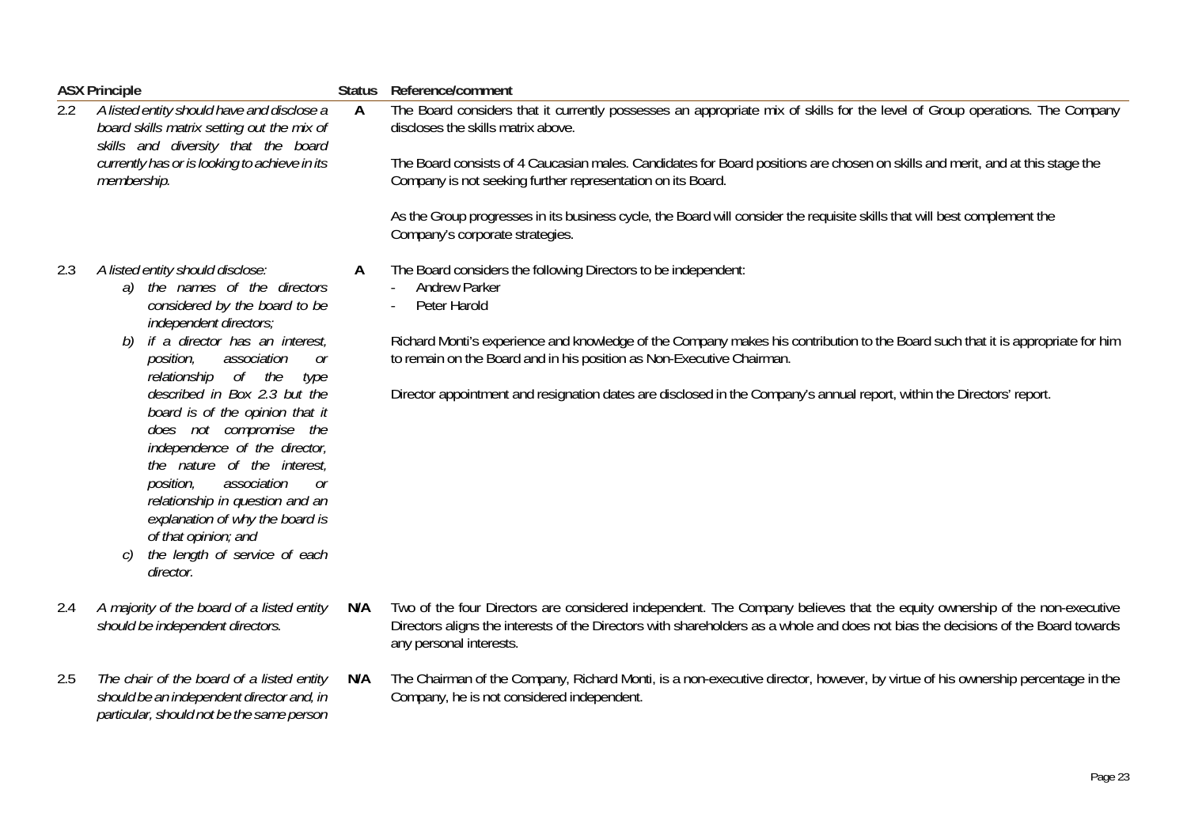| ASX Principle | Status | Reference/comment |
|---|---|---|
| 2.2 *A listed entity should have and disclose a board skills matrix setting out the mix of skills and diversity that the board currently has or is looking to achieve in its membership.* | A | The Board considers that it currently possesses an appropriate mix of skills for the level of Group operations. The Company discloses the skills matrix above.<br><br>The Board consists of 4 Caucasian males. Candidates for Board positions are chosen on skills and merit, and at this stage the Company is not seeking further representation on its Board.<br><br>As the Group progresses in its business cycle, the Board will consider the requisite skills that will best complement the Company's corporate strategies. |
| 2.3 *A listed entity should disclose:*<br>*a) the names of the directors considered by the board to be independent directors;*<br>*b) if a director has an interest, position, association or relationship of the type described in Box 2.3 but the board is of the opinion that it does not compromise the independence of the director, the nature of the interest, position, association or relationship in question and an explanation of why the board is of that opinion; and*<br>*c) the length of service of each director.* | A | The Board considers the following Directors to be independent:<br>- Andrew Parker<br>- Peter Harold<br><br>Richard Monti's experience and knowledge of the Company makes his contribution to the Board such that it is appropriate for him to remain on the Board and in his position as Non-Executive Chairman.<br><br>Director appointment and resignation dates are disclosed in the Company's annual report, within the Directors' report. |
| 2.4 *A majority of the board of a listed entity should be independent directors.* | N/A | Two of the four Directors are considered independent. The Company believes that the equity ownership of the non-executive Directors aligns the interests of the Directors with shareholders as a whole and does not bias the decisions of the Board towards any personal interests. |
| 2.5 *The chair of the board of a listed entity should be an independent director and, in particular, should not be the same person* | N/A | The Chairman of the Company, Richard Monti, is a non-executive director, however, by virtue of his ownership percentage in the Company, he is not considered independent. |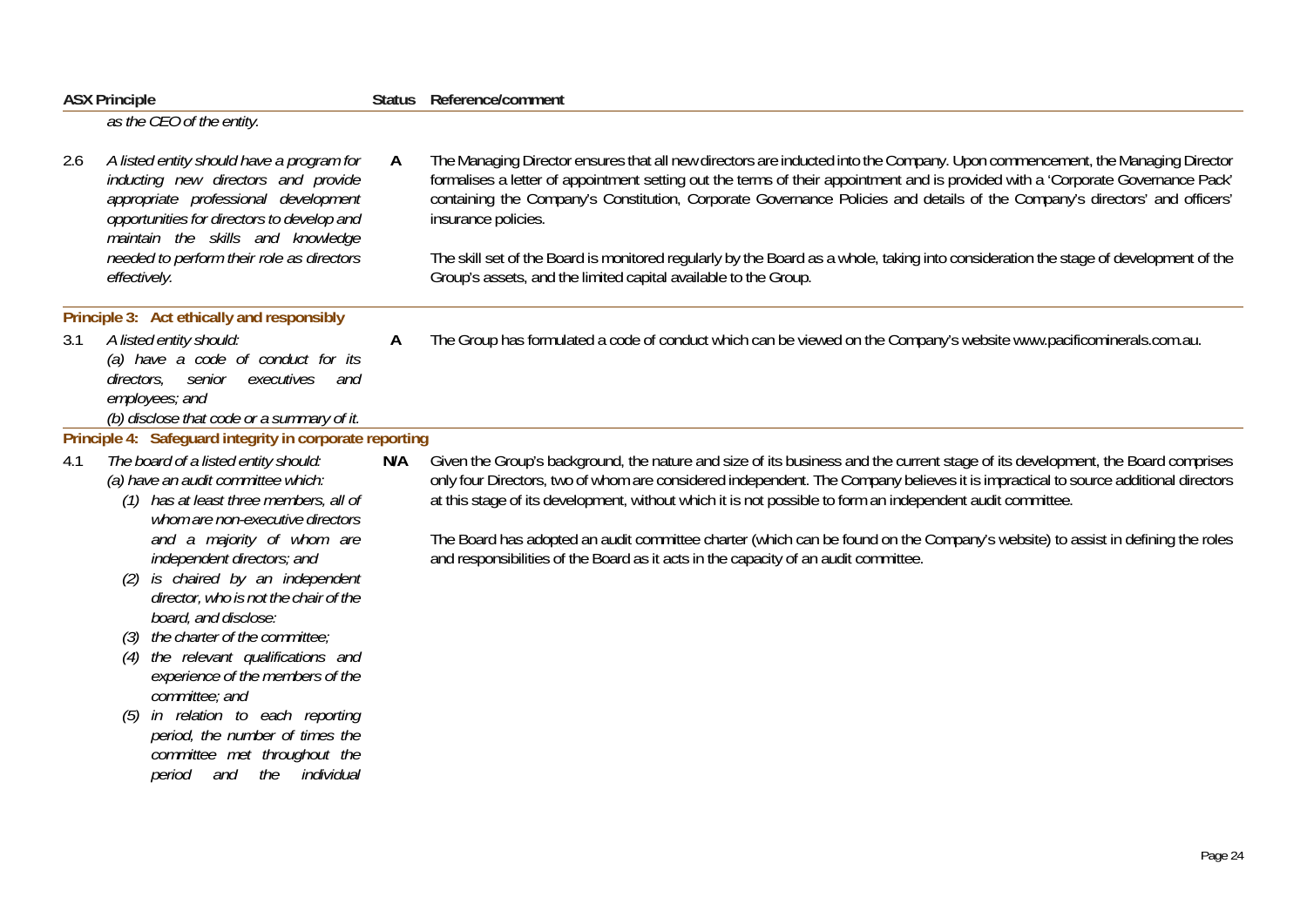| ASX Principle | Status | Reference/comment |
|---|---|---|
| *as the CEO of the entity.* | | |
| 2.6 *A listed entity should have a program for inducting new directors and provide appropriate professional development opportunities for directors to develop and maintain the skills and knowledge needed to perform their role as directors effectively.* | A | The Managing Director ensures that all new directors are inducted into the Company. Upon commencement, the Managing Director formalises a letter of appointment setting out the terms of their appointment and is provided with a 'Corporate Governance Pack' containing the Company's Constitution, Corporate Governance Policies and details of the Company's directors' and officers' insurance policies.<br><br>The skill set of the Board is monitored regularly by the Board as a whole, taking into consideration the stage of development of the Group's assets, and the limited capital available to the Group. |
| **Principle 3: Act ethically and responsibly** | | |
| 3.1 *A listed entity should:*<br>*(a) have a code of conduct for its directors, senior executives and employees; and*<br>*(b) disclose that code or a summary of it.* | A | The Group has formulated a code of conduct which can be viewed on the Company's website www.pacificominerals.com.au. |
| **Principle 4: Safeguard integrity in corporate reporting** | | |
| 4.1 *The board of a listed entity should:*<br>*(a) have an audit committee which:*<br>*(1) has at least three members, all of whom are non-executive directors and a majority of whom are independent directors; and*<br>*(2) is chaired by an independent director, who is not the chair of the board, and disclose:*<br>*(3) the charter of the committee;*<br>*(4) the relevant qualifications and experience of the members of the committee; and*<br>*(5) in relation to each reporting period, the number of times the committee met throughout the period and the individual* | N/A | Given the Group's background, the nature and size of its business and the current stage of its development, the Board comprises only four Directors, two of whom are considered independent. The Company believes it is impractical to source additional directors at this stage of its development, without which it is not possible to form an independent audit committee.<br><br>The Board has adopted an audit committee charter (which can be found on the Company's website) to assist in defining the roles and responsibilities of the Board as it acts in the capacity of an audit committee. |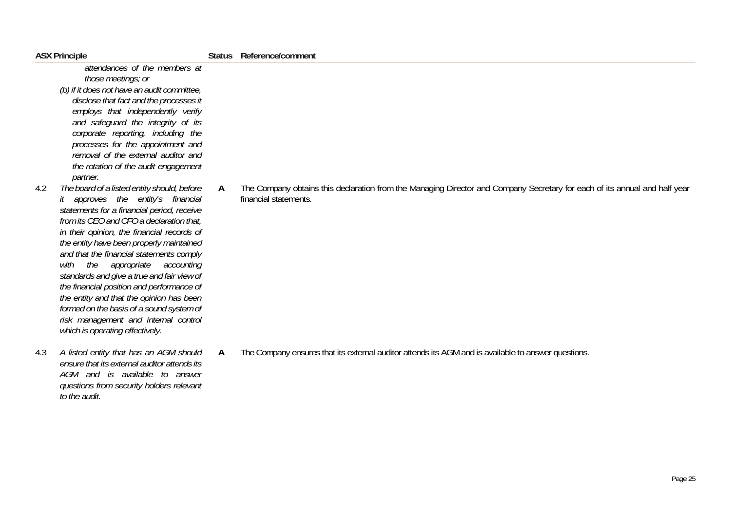| ASX Principle | | Status | Reference/comment |
|---|---|---|---|
| | *attendances of the members at those meetings; or*<br>*(b) if it does not have an audit committee, disclose that fact and the processes it employs that independently verify and safeguard the integrity of its corporate reporting, including the processes for the appointment and removal of the external auditor and the rotation of the audit engagement partner.* | | |
| 4.2 | *The board of a listed entity should, before it approves the entity's financial statements for a financial period, receive from its CEO and CFO a declaration that, in their opinion, the financial records of the entity have been properly maintained and that the financial statements comply with the appropriate accounting standards and give a true and fair view of the financial position and performance of the entity and that the opinion has been formed on the basis of a sound system of risk management and internal control which is operating effectively.* | **A** | The Company obtains this declaration from the Managing Director and Company Secretary for each of its annual and half year financial statements. |
| 4.3 | *A listed entity that has an AGM should ensure that its external auditor attends its AGM and is available to answer questions from security holders relevant to the audit.* | **A** | The Company ensures that its external auditor attends its AGM and is available to answer questions. |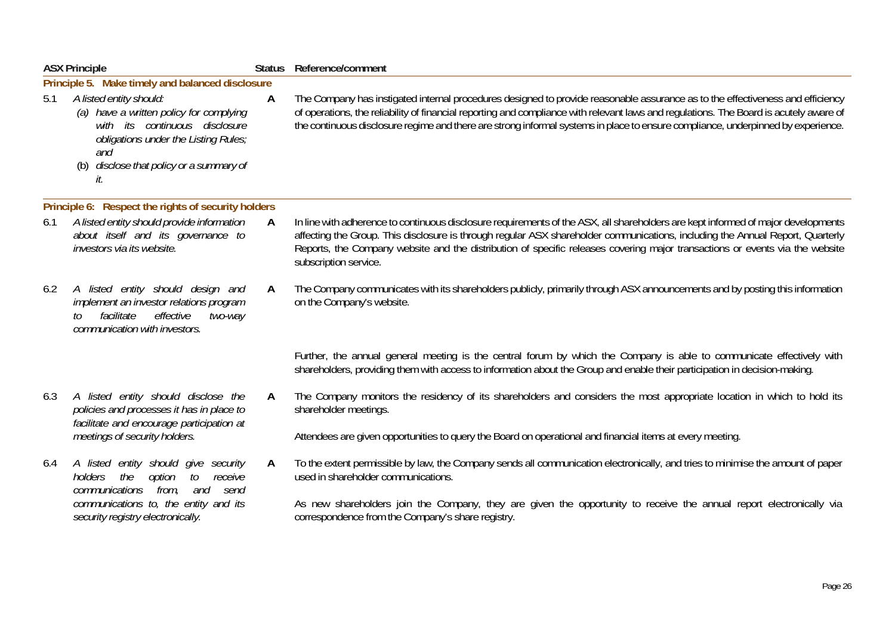| ASX Principle | Status | Reference/comment |
|---|---|---|
| **Principle 5. Make timely and balanced disclosure** | | |
| 5.1 *A listed entity should:* <br> *(a) have a written policy for complying with its continuous disclosure obligations under the Listing Rules; and* <br> *(b) disclose that policy or a summary of it.* | A | The Company has instigated internal procedures designed to provide reasonable assurance as to the effectiveness and efficiency of operations, the reliability of financial reporting and compliance with relevant laws and regulations. The Board is acutely aware of the continuous disclosure regime and there are strong informal systems in place to ensure compliance, underpinned by experience. |
| **Principle 6: Respect the rights of security holders** | | |
| 6.1 *A listed entity should provide information about itself and its governance to investors via its website.* | A | In line with adherence to continuous disclosure requirements of the ASX, all shareholders are kept informed of major developments affecting the Group. This disclosure is through regular ASX shareholder communications, including the Annual Report, Quarterly Reports, the Company website and the distribution of specific releases covering major transactions or events via the website subscription service. |
| 6.2 *A listed entity should design and implement an investor relations program to facilitate effective two-way communication with investors.* | A | The Company communicates with its shareholders publicly, primarily through ASX announcements and by posting this information on the Company's website. <br><br> Further, the annual general meeting is the central forum by which the Company is able to communicate effectively with shareholders, providing them with access to information about the Group and enable their participation in decision-making. |
| 6.3 *A listed entity should disclose the policies and processes it has in place to facilitate and encourage participation at meetings of security holders.* | A | The Company monitors the residency of its shareholders and considers the most appropriate location in which to hold its shareholder meetings. <br><br> Attendees are given opportunities to query the Board on operational and financial items at every meeting. |
| 6.4 *A listed entity should give security holders the option to receive communications from, and send communications to, the entity and its security registry electronically.* | A | To the extent permissible by law, the Company sends all communication electronically, and tries to minimise the amount of paper used in shareholder communications. <br><br> As new shareholders join the Company, they are given the opportunity to receive the annual report electronically via correspondence from the Company's share registry. |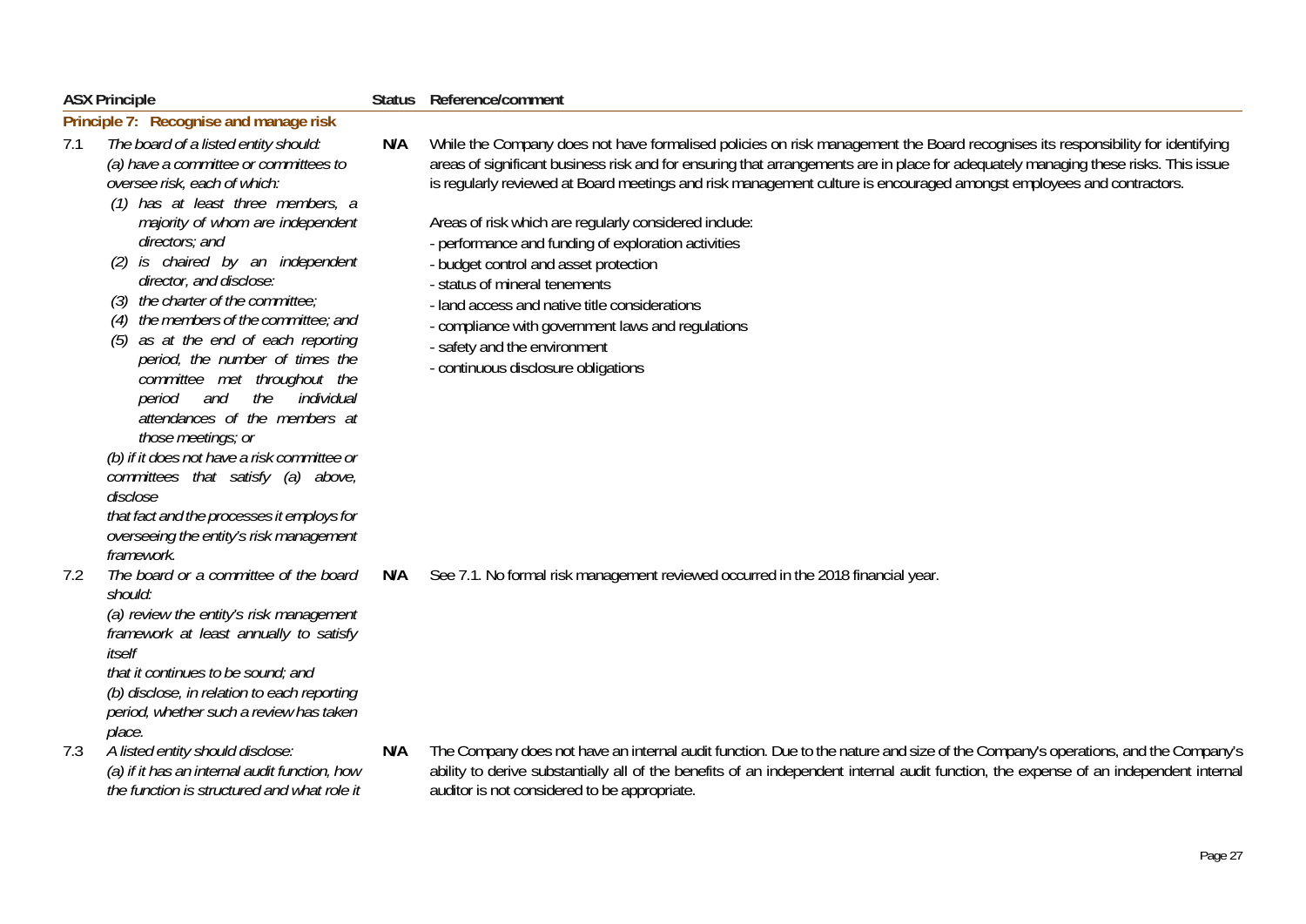| ASX Principle | Status | Reference/comment |
|---|---|---|
| **Principle 7: Recognise and manage risk** | | |
| 7.1 *The board of a listed entity should: (a) have a committee or committees to oversee risk, each of which: (1) has at least three members, a majority of whom are independent directors; and (2) is chaired by an independent director, and disclose: (3) the charter of the committee; (4) the members of the committee; and (5) as at the end of each reporting period, the number of times the committee met throughout the period and the individual attendances of the members at those meetings; or (b) if it does not have a risk committee or committees that satisfy (a) above, disclose that fact and the processes it employs for overseeing the entity's risk management framework.* | **N/A** | While the Company does not have formalised policies on risk management the Board recognises its responsibility for identifying areas of significant business risk and for ensuring that arrangements are in place for adequately managing these risks. This issue is regularly reviewed at Board meetings and risk management culture is encouraged amongst employees and contractors.<br><br>Areas of risk which are regularly considered include:<br>- performance and funding of exploration activities<br>- budget control and asset protection<br>- status of mineral tenements<br>- land access and native title considerations<br>- compliance with government laws and regulations<br>- safety and the environment<br>- continuous disclosure obligations |
| 7.2 *The board or a committee of the board should: (a) review the entity's risk management framework at least annually to satisfy itself that it continues to be sound; and (b) disclose, in relation to each reporting period, whether such a review has taken place.* | **N/A** | See 7.1. No formal risk management reviewed occurred in the 2018 financial year. |
| 7.3 *A listed entity should disclose: (a) if it has an internal audit function, how the function is structured and what role it* | **N/A** | The Company does not have an internal audit function. Due to the nature and size of the Company's operations, and the Company's ability to derive substantially all of the benefits of an independent internal audit function, the expense of an independent internal auditor is not considered to be appropriate. |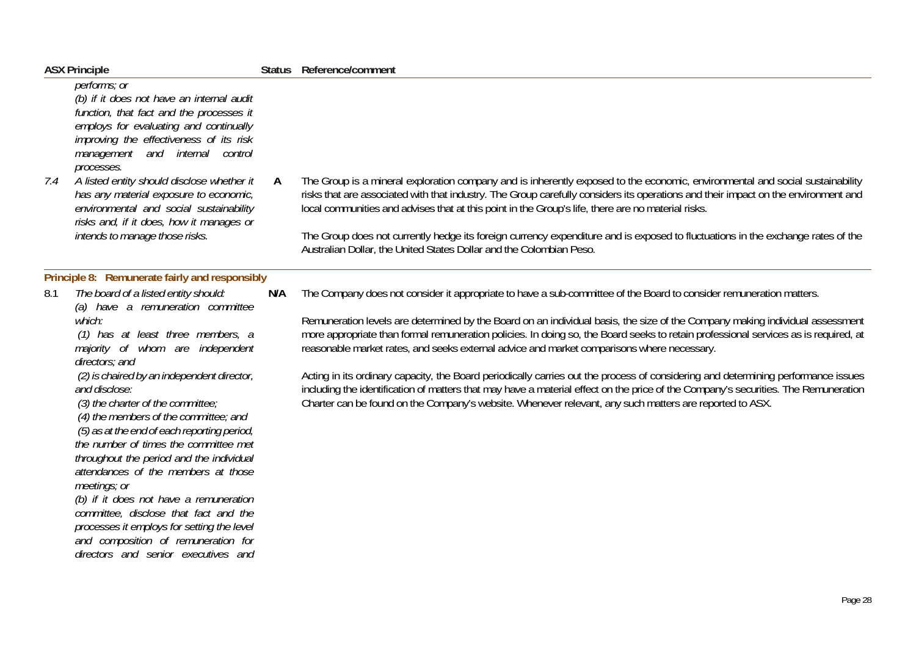| ASX Principle | Status | Reference/comment |
|---|---|---|
| *performs; or*<br>*(b) if it does not have an internal audit function, that fact and the processes it employs for evaluating and continually improving the effectiveness of its risk management and internal control processes.* | | |
| 7.4 *A listed entity should disclose whether it has any material exposure to economic, environmental and social sustainability risks and, if it does, how it manages or intends to manage those risks.* | A | The Group is a mineral exploration company and is inherently exposed to the economic, environmental and social sustainability risks that are associated with that industry. The Group carefully considers its operations and their impact on the environment and local communities and advises that at this point in the Group's life, there are no material risks.<br><br>The Group does not currently hedge its foreign currency expenditure and is exposed to fluctuations in the exchange rates of the Australian Dollar, the United States Dollar and the Colombian Peso. |
| **Principle 8: Remunerate fairly and responsibly** | | |
| 8.1 *The board of a listed entity should:*<br>*(a) have a remuneration committee which:*<br>*(1) has at least three members, a majority of whom are independent directors; and*<br>*(2) is chaired by an independent director, and disclose:*<br>*(3) the charter of the committee;*<br>*(4) the members of the committee; and*<br>*(5) as at the end of each reporting period, the number of times the committee met throughout the period and the individual attendances of the members at those meetings; or*<br>*(b) if it does not have a remuneration committee, disclose that fact and the processes it employs for setting the level and composition of remuneration for directors and senior executives and* | N/A | The Company does not consider it appropriate to have a sub-committee of the Board to consider remuneration matters.<br><br>Remuneration levels are determined by the Board on an individual basis, the size of the Company making individual assessment more appropriate than formal remuneration policies. In doing so, the Board seeks to retain professional services as is required, at reasonable market rates, and seeks external advice and market comparisons where necessary.<br><br>Acting in its ordinary capacity, the Board periodically carries out the process of considering and determining performance issues including the identification of matters that may have a material effect on the price of the Company's securities. The Remuneration Charter can be found on the Company's website. Whenever relevant, any such matters are reported to ASX. |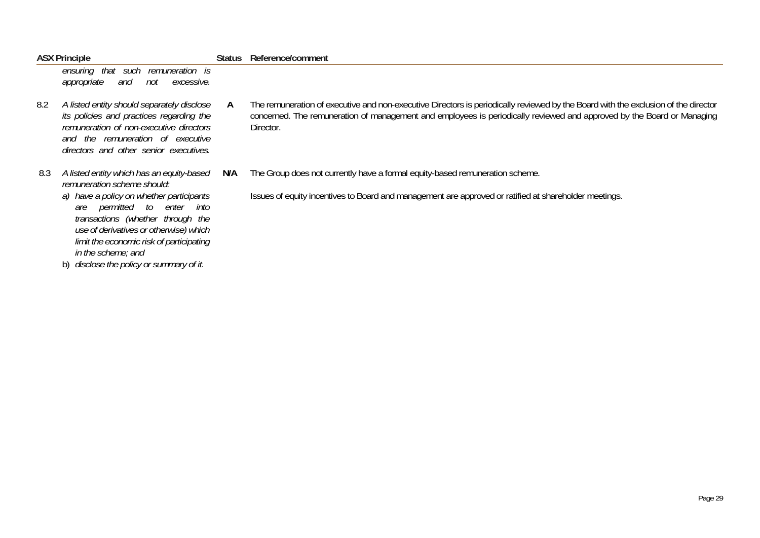| ASX Principle | Status | Reference/comment |
| --- | --- | --- |
| *ensuring that such remuneration is appropriate and not excessive.* | | |
| 8.2 *A listed entity should separately disclose its policies and practices regarding the remuneration of non-executive directors and the remuneration of executive directors and other senior executives.* | **A** | The remuneration of executive and non-executive Directors is periodically reviewed by the Board with the exclusion of the director concerned. The remuneration of management and employees is periodically reviewed and approved by the Board or Managing Director. |
| 8.3 *A listed entity which has an equity-based remuneration scheme should:* <br> *a) have a policy on whether participants are permitted to enter into transactions (whether through the use of derivatives or otherwise) which limit the economic risk of participating in the scheme; and* <br> *b) disclose the policy or summary of it.* | **N/A** | The Group does not currently have a formal equity-based remuneration scheme. <br><br> Issues of equity incentives to Board and management are approved or ratified at shareholder meetings. |